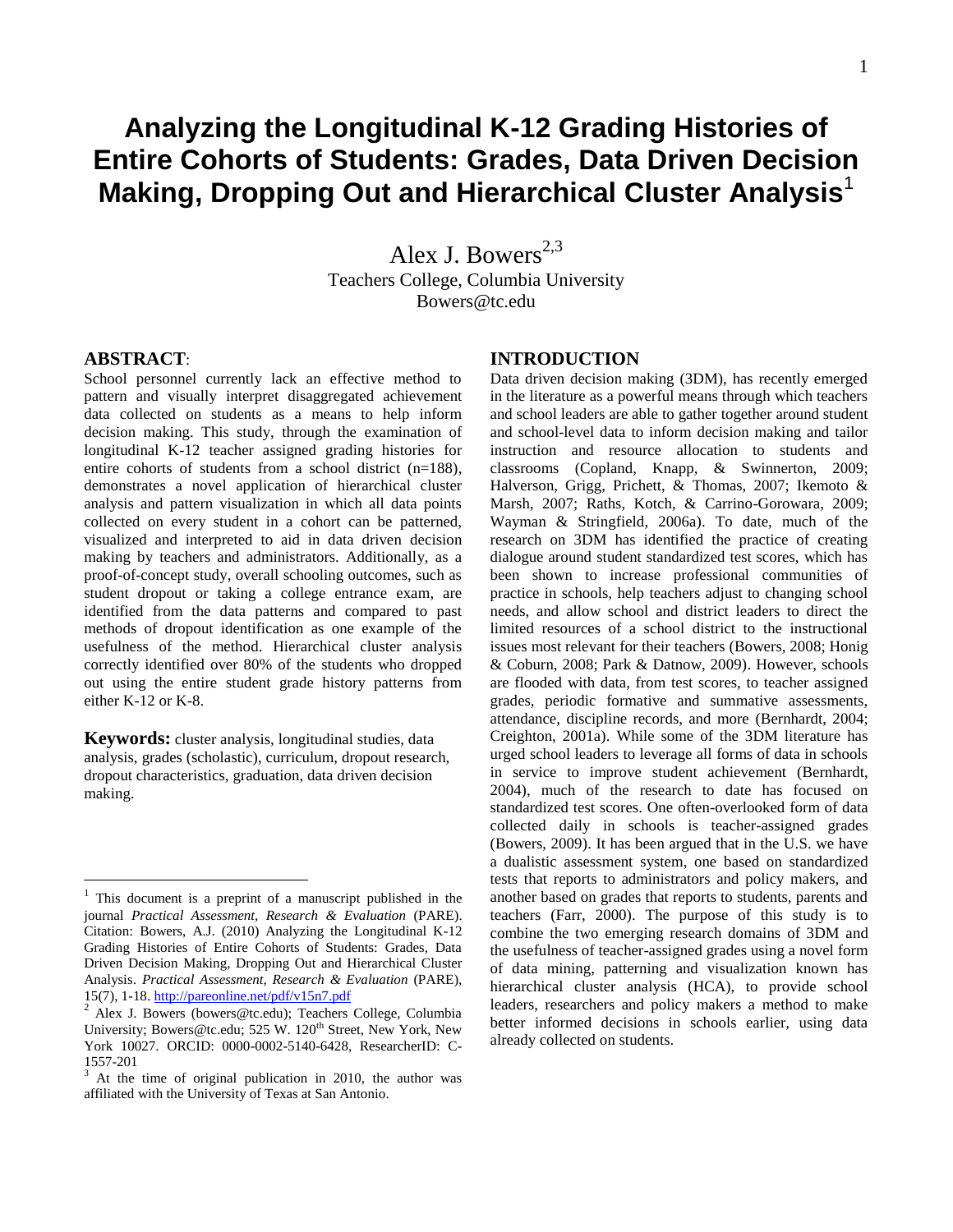# Analyzing the Longitudinal K-12 Grading Histories of Entire Cohorts of Students: Grades, Data Driven Decision Making, Dropping Out and Hierarchical Cluster Analysis[1]

Alex J. Bowers[2,3]
Teachers College, Columbia University
Bowers@tc.edu

## ABSTRACT:

School personnel currently lack an effective method to pattern and visually interpret disaggregated achievement data collected on students as a means to help inform decision making. This study, through the examination of longitudinal K-12 teacher assigned grading histories for entire cohorts of students from a school district (n=188), demonstrates a novel application of hierarchical cluster analysis and pattern visualization in which all data points collected on every student in a cohort can be patterned, visualized and interpreted to aid in data driven decision making by teachers and administrators. Additionally, as a proof-of-concept study, overall schooling outcomes, such as student dropout or taking a college entrance exam, are identified from the data patterns and compared to past methods of dropout identification as one example of the usefulness of the method. Hierarchical cluster analysis correctly identified over 80% of the students who dropped out using the entire student grade history patterns from either K-12 or K-8.

**Keywords:** cluster analysis, longitudinal studies, data analysis, grades (scholastic), curriculum, dropout research, dropout characteristics, graduation, data driven decision making.

## INTRODUCTION

Data driven decision making (3DM), has recently emerged in the literature as a powerful means through which teachers and school leaders are able to gather together around student and school-level data to inform decision making and tailor instruction and resource allocation to students and classrooms (Copland, Knapp, & Swinnerton, 2009; Halverson, Grigg, Prichett, & Thomas, 2007; Ikemoto & Marsh, 2007; Raths, Kotch, & Carrino-Gorowara, 2009; Wayman & Stringfield, 2006a). To date, much of the research on 3DM has identified the practice of creating dialogue around student standardized test scores, which has been shown to increase professional communities of practice in schools, help teachers adjust to changing school needs, and allow school and district leaders to direct the limited resources of a school district to the instructional issues most relevant for their teachers (Bowers, 2008; Honig & Coburn, 2008; Park & Datnow, 2009). However, schools are flooded with data, from test scores, to teacher assigned grades, periodic formative and summative assessments, attendance, discipline records, and more (Bernhardt, 2004; Creighton, 2001a). While some of the 3DM literature has urged school leaders to leverage all forms of data in schools in service to improve student achievement (Bernhardt, 2004), much of the research to date has focused on standardized test scores. One often-overlooked form of data collected daily in schools is teacher-assigned grades (Bowers, 2009). It has been argued that in the U.S. we have a dualistic assessment system, one based on standardized tests that reports to administrators and policy makers, and another based on grades that reports to students, parents and teachers (Farr, 2000). The purpose of this study is to combine the two emerging research domains of 3DM and the usefulness of teacher-assigned grades using a novel form of data mining, patterning and visualization known has hierarchical cluster analysis (HCA), to provide school leaders, researchers and policy makers a method to make better informed decisions in schools earlier, using data already collected on students.

---

[1] This document is a preprint of a manuscript published in the journal *Practical Assessment, Research & Evaluation* (PARE). Citation: Bowers, A.J. (2010) Analyzing the Longitudinal K-12 Grading Histories of Entire Cohorts of Students: Grades, Data Driven Decision Making, Dropping Out and Hierarchical Cluster Analysis. *Practical Assessment, Research & Evaluation* (PARE), 15(7), 1-18. http://pareonline.net/pdf/v15n7.pdf

[2] Alex J. Bowers (bowers@tc.edu); Teachers College, Columbia University; Bowers@tc.edu; 525 W. 120th Street, New York, New York 10027. ORCID: 0000-0002-5140-6428, ResearcherID: C-1557-201

[3] At the time of original publication in 2010, the author was affiliated with the University of Texas at San Antonio.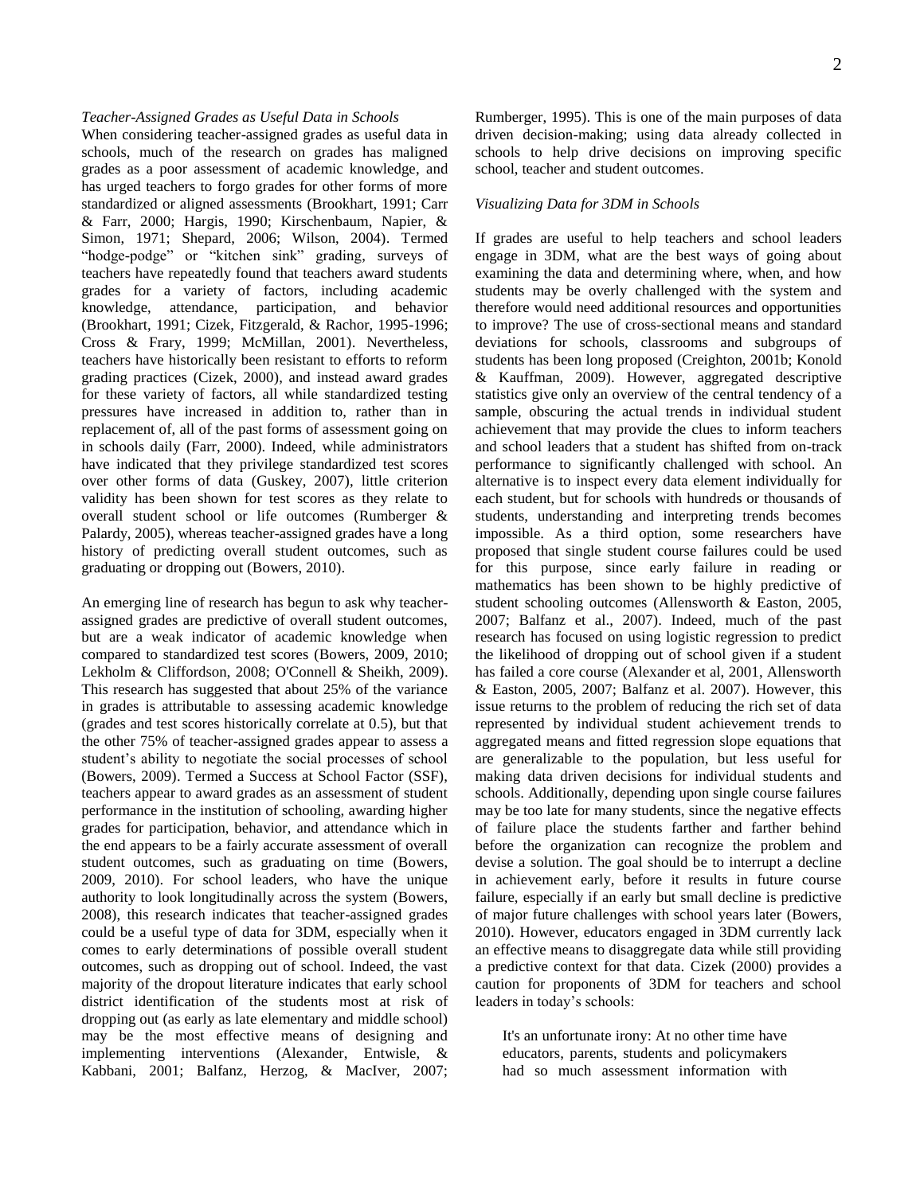### *Teacher-Assigned Grades as Useful Data in Schools*

When considering teacher-assigned grades as useful data in schools, much of the research on grades has maligned grades as a poor assessment of academic knowledge, and has urged teachers to forgo grades for other forms of more standardized or aligned assessments (Brookhart, 1991; Carr & Farr, 2000; Hargis, 1990; Kirschenbaum, Napier, & Simon, 1971; Shepard, 2006; Wilson, 2004). Termed "hodge-podge" or "kitchen sink" grading, surveys of teachers have repeatedly found that teachers award students grades for a variety of factors, including academic knowledge, attendance, participation, and behavior (Brookhart, 1991; Cizek, Fitzgerald, & Rachor, 1995-1996; Cross & Frary, 1999; McMillan, 2001). Nevertheless, teachers have historically been resistant to efforts to reform grading practices (Cizek, 2000), and instead award grades for these variety of factors, all while standardized testing pressures have increased in addition to, rather than in replacement of, all of the past forms of assessment going on in schools daily (Farr, 2000). Indeed, while administrators have indicated that they privilege standardized test scores over other forms of data (Guskey, 2007), little criterion validity has been shown for test scores as they relate to overall student school or life outcomes (Rumberger & Palardy, 2005), whereas teacher-assigned grades have a long history of predicting overall student outcomes, such as graduating or dropping out (Bowers, 2010).

An emerging line of research has begun to ask why teacher-assigned grades are predictive of overall student outcomes, but are a weak indicator of academic knowledge when compared to standardized test scores (Bowers, 2009, 2010; Lekholm & Cliffordson, 2008; O'Connell & Sheikh, 2009). This research has suggested that about 25% of the variance in grades is attributable to assessing academic knowledge (grades and test scores historically correlate at 0.5), but that the other 75% of teacher-assigned grades appear to assess a student's ability to negotiate the social processes of school (Bowers, 2009). Termed a Success at School Factor (SSF), teachers appear to award grades as an assessment of student performance in the institution of schooling, awarding higher grades for participation, behavior, and attendance which in the end appears to be a fairly accurate assessment of overall student outcomes, such as graduating on time (Bowers, 2009, 2010). For school leaders, who have the unique authority to look longitudinally across the system (Bowers, 2008), this research indicates that teacher-assigned grades could be a useful type of data for 3DM, especially when it comes to early determinations of possible overall student outcomes, such as dropping out of school. Indeed, the vast majority of the dropout literature indicates that early school district identification of the students most at risk of dropping out (as early as late elementary and middle school) may be the most effective means of designing and implementing interventions (Alexander, Entwisle, & Kabbani, 2001; Balfanz, Herzog, & MacIver, 2007; Rumberger, 1995). This is one of the main purposes of data driven decision-making; using data already collected in schools to help drive decisions on improving specific school, teacher and student outcomes.

### *Visualizing Data for 3DM in Schools*

If grades are useful to help teachers and school leaders engage in 3DM, what are the best ways of going about examining the data and determining where, when, and how students may be overly challenged with the system and therefore would need additional resources and opportunities to improve? The use of cross-sectional means and standard deviations for schools, classrooms and subgroups of students has been long proposed (Creighton, 2001b; Konold & Kauffman, 2009). However, aggregated descriptive statistics give only an overview of the central tendency of a sample, obscuring the actual trends in individual student achievement that may provide the clues to inform teachers and school leaders that a student has shifted from on-track performance to significantly challenged with school. An alternative is to inspect every data element individually for each student, but for schools with hundreds or thousands of students, understanding and interpreting trends becomes impossible. As a third option, some researchers have proposed that single student course failures could be used for this purpose, since early failure in reading or mathematics has been shown to be highly predictive of student schooling outcomes (Allensworth & Easton, 2005, 2007; Balfanz et al., 2007). Indeed, much of the past research has focused on using logistic regression to predict the likelihood of dropping out of school given if a student has failed a core course (Alexander et al, 2001, Allensworth & Easton, 2005, 2007; Balfanz et al. 2007). However, this issue returns to the problem of reducing the rich set of data represented by individual student achievement trends to aggregated means and fitted regression slope equations that are generalizable to the population, but less useful for making data driven decisions for individual students and schools. Additionally, depending upon single course failures may be too late for many students, since the negative effects of failure place the students farther and farther behind before the organization can recognize the problem and devise a solution. The goal should be to interrupt a decline in achievement early, before it results in future course failure, especially if an early but small decline is predictive of major future challenges with school years later (Bowers, 2010). However, educators engaged in 3DM currently lack an effective means to disaggregate data while still providing a predictive context for that data. Cizek (2000) provides a caution for proponents of 3DM for teachers and school leaders in today's schools:

> It's an unfortunate irony: At no other time have educators, parents, students and policymakers had so much assessment information with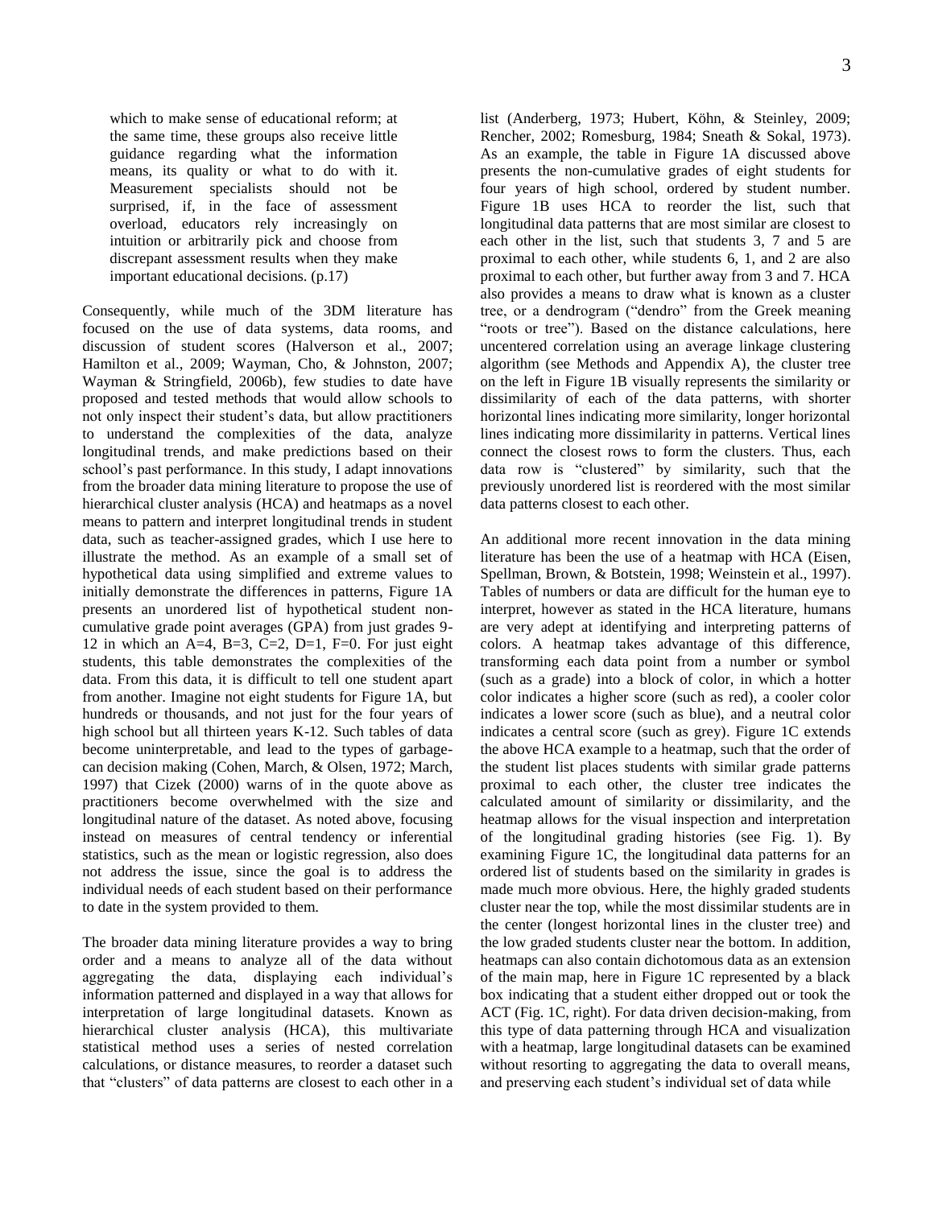> which to make sense of educational reform; at the same time, these groups also receive little guidance regarding what the information means, its quality or what to do with it. Measurement specialists should not be surprised, if, in the face of assessment overload, educators rely increasingly on intuition or arbitrarily pick and choose from discrepant assessment results when they make important educational decisions. (p.17)

Consequently, while much of the 3DM literature has focused on the use of data systems, data rooms, and discussion of student scores (Halverson et al., 2007; Hamilton et al., 2009; Wayman, Cho, & Johnston, 2007; Wayman & Stringfield, 2006b), few studies to date have proposed and tested methods that would allow schools to not only inspect their student's data, but allow practitioners to understand the complexities of the data, analyze longitudinal trends, and make predictions based on their school's past performance. In this study, I adapt innovations from the broader data mining literature to propose the use of hierarchical cluster analysis (HCA) and heatmaps as a novel means to pattern and interpret longitudinal trends in student data, such as teacher-assigned grades, which I use here to illustrate the method. As an example of a small set of hypothetical data using simplified and extreme values to initially demonstrate the differences in patterns, Figure 1A presents an unordered list of hypothetical student non-cumulative grade point averages (GPA) from just grades 9-12 in which an A=4, B=3, C=2, D=1, F=0. For just eight students, this table demonstrates the complexities of the data. From this data, it is difficult to tell one student apart from another. Imagine not eight students for Figure 1A, but hundreds or thousands, and not just for the four years of high school but all thirteen years K-12. Such tables of data become uninterpretable, and lead to the types of garbage-can decision making (Cohen, March, & Olsen, 1972; March, 1997) that Cizek (2000) warns of in the quote above as practitioners become overwhelmed with the size and longitudinal nature of the dataset. As noted above, focusing instead on measures of central tendency or inferential statistics, such as the mean or logistic regression, also does not address the issue, since the goal is to address the individual needs of each student based on their performance to date in the system provided to them.

The broader data mining literature provides a way to bring order and a means to analyze all of the data without aggregating the data, displaying each individual's information patterned and displayed in a way that allows for interpretation of large longitudinal datasets. Known as hierarchical cluster analysis (HCA), this multivariate statistical method uses a series of nested correlation calculations, or distance measures, to reorder a dataset such that "clusters" of data patterns are closest to each other in a list (Anderberg, 1973; Hubert, Köhn, & Steinley, 2009; Rencher, 2002; Romesburg, 1984; Sneath & Sokal, 1973). As an example, the table in Figure 1A discussed above presents the non-cumulative grades of eight students for four years of high school, ordered by student number. Figure 1B uses HCA to reorder the list, such that longitudinal data patterns that are most similar are closest to each other in the list, such that students 3, 7 and 5 are proximal to each other, while students 6, 1, and 2 are also proximal to each other, but further away from 3 and 7. HCA also provides a means to draw what is known as a cluster tree, or a dendrogram ("dendro" from the Greek meaning "roots or tree"). Based on the distance calculations, here uncentered correlation using an average linkage clustering algorithm (see Methods and Appendix A), the cluster tree on the left in Figure 1B visually represents the similarity or dissimilarity of each of the data patterns, with shorter horizontal lines indicating more similarity, longer horizontal lines indicating more dissimilarity in patterns. Vertical lines connect the closest rows to form the clusters. Thus, each data row is "clustered" by similarity, such that the previously unordered list is reordered with the most similar data patterns closest to each other.

An additional more recent innovation in the data mining literature has been the use of a heatmap with HCA (Eisen, Spellman, Brown, & Botstein, 1998; Weinstein et al., 1997). Tables of numbers or data are difficult for the human eye to interpret, however as stated in the HCA literature, humans are very adept at identifying and interpreting patterns of colors. A heatmap takes advantage of this difference, transforming each data point from a number or symbol (such as a grade) into a block of color, in which a hotter color indicates a higher score (such as red), a cooler color indicates a lower score (such as blue), and a neutral color indicates a central score (such as grey). Figure 1C extends the above HCA example to a heatmap, such that the order of the student list places students with similar grade patterns proximal to each other, the cluster tree indicates the calculated amount of similarity or dissimilarity, and the heatmap allows for the visual inspection and interpretation of the longitudinal grading histories (see Fig. 1). By examining Figure 1C, the longitudinal data patterns for an ordered list of students based on the similarity in grades is made much more obvious. Here, the highly graded students cluster near the top, while the most dissimilar students are in the center (longest horizontal lines in the cluster tree) and the low graded students cluster near the bottom. In addition, heatmaps can also contain dichotomous data as an extension of the main map, here in Figure 1C represented by a black box indicating that a student either dropped out or took the ACT (Fig. 1C, right). For data driven decision-making, from this type of data patterning through HCA and visualization with a heatmap, large longitudinal datasets can be examined without resorting to aggregating the data to overall means, and preserving each student's individual set of data while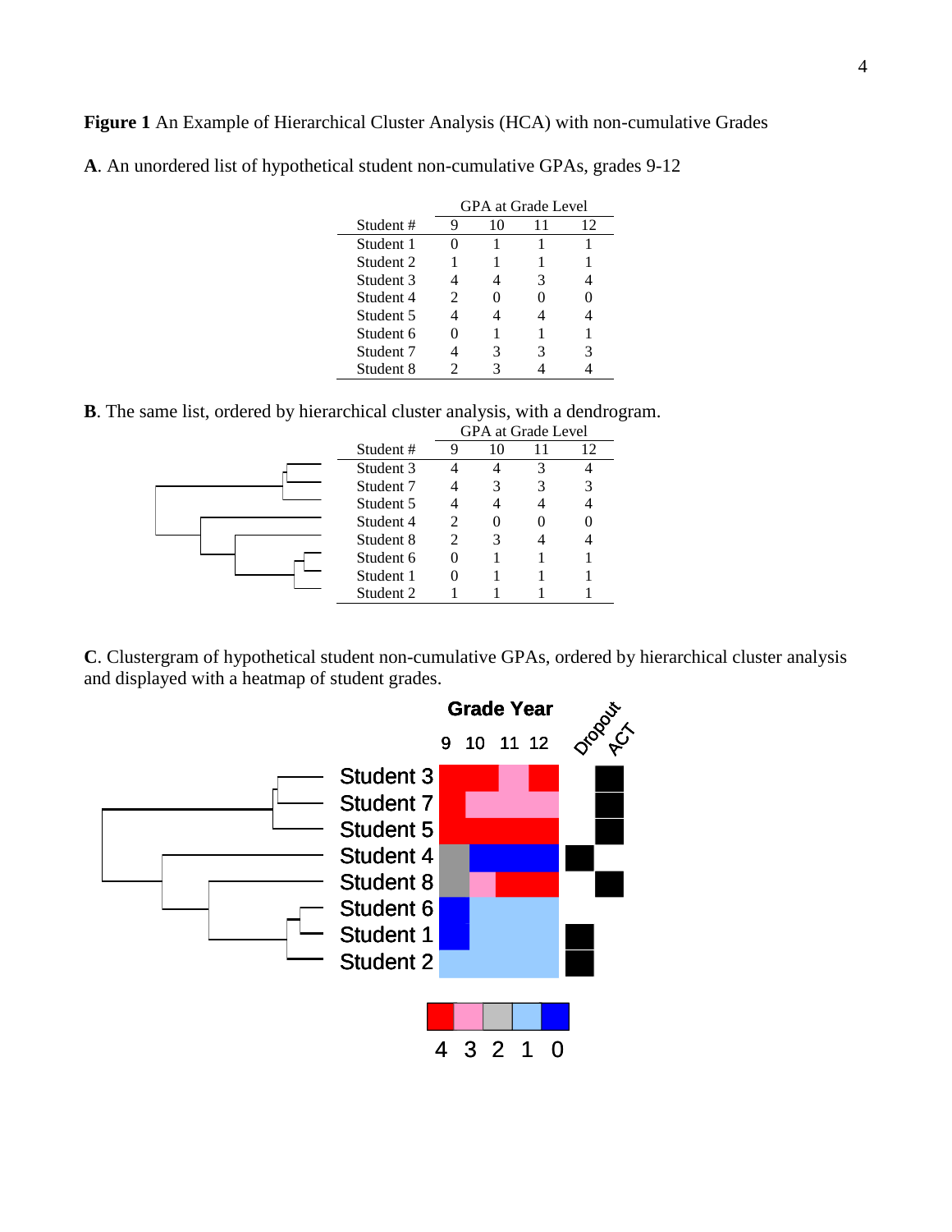**Figure 1** An Example of Hierarchical Cluster Analysis (HCA) with non-cumulative Grades

**A**. An unordered list of hypothetical student non-cumulative GPAs, grades 9-12

| | GPA at Grade Level | | | |
|---|---|---|---|---|
| Student # | 9 | 10 | 11 | 12 |
| Student 1 | 0 | 1 | 1 | 1 |
| Student 2 | 1 | 1 | 1 | 1 |
| Student 3 | 4 | 4 | 3 | 4 |
| Student 4 | 2 | 0 | 0 | 0 |
| Student 5 | 4 | 4 | 4 | 4 |
| Student 6 | 0 | 1 | 1 | 1 |
| Student 7 | 4 | 3 | 3 | 3 |
| Student 8 | 2 | 3 | 4 | 4 |

**B**. The same list, ordered by hierarchical cluster analysis, with a dendrogram.

| | GPA at Grade Level | | | |
|---|---|---|---|---|
| Student # | 9 | 10 | 11 | 12 |
| Student 3 | 4 | 4 | 3 | 4 |
| Student 7 | 4 | 3 | 3 | 3 |
| Student 5 | 4 | 4 | 4 | 4 |
| Student 4 | 2 | 0 | 0 | 0 |
| Student 8 | 2 | 3 | 4 | 4 |
| Student 6 | 0 | 1 | 1 | 1 |
| Student 1 | 0 | 1 | 1 | 1 |
| Student 2 | 1 | 1 | 1 | 1 |

**C**. Clustergram of hypothetical student non-cumulative GPAs, ordered by hierarchical cluster analysis and displayed with a heatmap of student grades.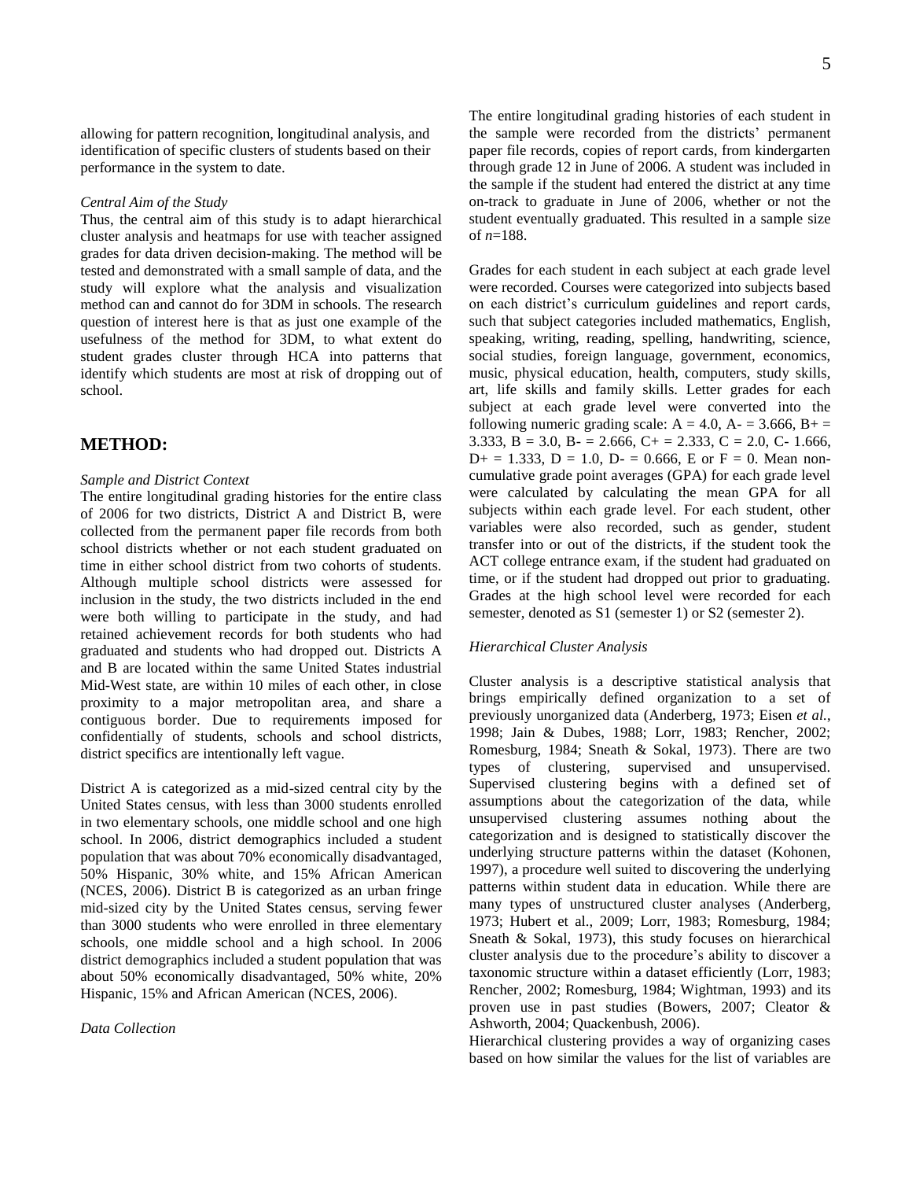allowing for pattern recognition, longitudinal analysis, and identification of specific clusters of students based on their performance in the system to date.

*Central Aim of the Study*

Thus, the central aim of this study is to adapt hierarchical cluster analysis and heatmaps for use with teacher assigned grades for data driven decision-making. The method will be tested and demonstrated with a small sample of data, and the study will explore what the analysis and visualization method can and cannot do for 3DM in schools. The research question of interest here is that as just one example of the usefulness of the method for 3DM, to what extent do student grades cluster through HCA into patterns that identify which students are most at risk of dropping out of school.

## METHOD:

*Sample and District Context*

The entire longitudinal grading histories for the entire class of 2006 for two districts, District A and District B, were collected from the permanent paper file records from both school districts whether or not each student graduated on time in either school district from two cohorts of students. Although multiple school districts were assessed for inclusion in the study, the two districts included in the end were both willing to participate in the study, and had retained achievement records for both students who had graduated and students who had dropped out. Districts A and B are located within the same United States industrial Mid-West state, are within 10 miles of each other, in close proximity to a major metropolitan area, and share a contiguous border. Due to requirements imposed for confidentially of students, schools and school districts, district specifics are intentionally left vague.

District A is categorized as a mid-sized central city by the United States census, with less than 3000 students enrolled in two elementary schools, one middle school and one high school. In 2006, district demographics included a student population that was about 70% economically disadvantaged, 50% Hispanic, 30% white, and 15% African American (NCES, 2006). District B is categorized as an urban fringe mid-sized city by the United States census, serving fewer than 3000 students who were enrolled in three elementary schools, one middle school and a high school. In 2006 district demographics included a student population that was about 50% economically disadvantaged, 50% white, 20% Hispanic, 15% and African American (NCES, 2006).

*Data Collection*

The entire longitudinal grading histories of each student in the sample were recorded from the districts' permanent paper file records, copies of report cards, from kindergarten through grade 12 in June of 2006. A student was included in the sample if the student had entered the district at any time on-track to graduate in June of 2006, whether or not the student eventually graduated. This resulted in a sample size of $n$=188.

Grades for each student in each subject at each grade level were recorded. Courses were categorized into subjects based on each district's curriculum guidelines and report cards, such that subject categories included mathematics, English, speaking, writing, reading, spelling, handwriting, science, social studies, foreign language, government, economics, music, physical education, health, computers, study skills, art, life skills and family skills. Letter grades for each subject at each grade level were converted into the following numeric grading scale: A = 4.0, A- = 3.666, B+ = 3.333, B = 3.0, B- = 2.666, C+ = 2.333, C = 2.0, C- 1.666, D+ = 1.333, D = 1.0, D- = 0.666, E or F = 0. Mean non-cumulative grade point averages (GPA) for each grade level were calculated by calculating the mean GPA for all subjects within each grade level. For each student, other variables were also recorded, such as gender, student transfer into or out of the districts, if the student took the ACT college entrance exam, if the student had graduated on time, or if the student had dropped out prior to graduating. Grades at the high school level were recorded for each semester, denoted as S1 (semester 1) or S2 (semester 2).

*Hierarchical Cluster Analysis*

Cluster analysis is a descriptive statistical analysis that brings empirically defined organization to a set of previously unorganized data (Anderberg, 1973; Eisen *et al.*, 1998; Jain & Dubes, 1988; Lorr, 1983; Rencher, 2002; Romesburg, 1984; Sneath & Sokal, 1973). There are two types of clustering, supervised and unsupervised. Supervised clustering begins with a defined set of assumptions about the categorization of the data, while unsupervised clustering assumes nothing about the categorization and is designed to statistically discover the underlying structure patterns within the dataset (Kohonen, 1997), a procedure well suited to discovering the underlying patterns within student data in education. While there are many types of unstructured cluster analyses (Anderberg, 1973; Hubert et al., 2009; Lorr, 1983; Romesburg, 1984; Sneath & Sokal, 1973), this study focuses on hierarchical cluster analysis due to the procedure's ability to discover a taxonomic structure within a dataset efficiently (Lorr, 1983; Rencher, 2002; Romesburg, 1984; Wightman, 1993) and its proven use in past studies (Bowers, 2007; Cleator & Ashworth, 2004; Quackenbush, 2006).

Hierarchical clustering provides a way of organizing cases based on how similar the values for the list of variables are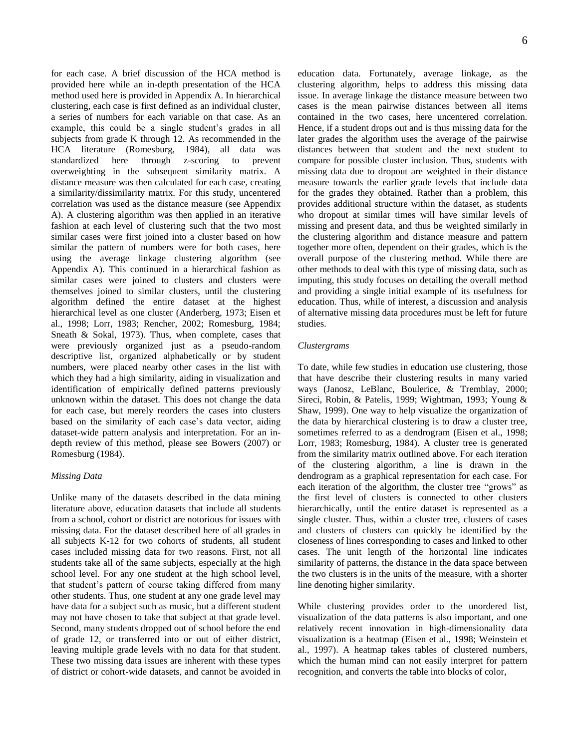for each case. A brief discussion of the HCA method is provided here while an in-depth presentation of the HCA method used here is provided in Appendix A. In hierarchical clustering, each case is first defined as an individual cluster, a series of numbers for each variable on that case. As an example, this could be a single student's grades in all subjects from grade K through 12. As recommended in the HCA literature (Romesburg, 1984), all data was standardized here through z-scoring to prevent overweighting in the subsequent similarity matrix. A distance measure was then calculated for each case, creating a similarity/dissimilarity matrix. For this study, uncentered correlation was used as the distance measure (see Appendix A). A clustering algorithm was then applied in an iterative fashion at each level of clustering such that the two most similar cases were first joined into a cluster based on how similar the pattern of numbers were for both cases, here using the average linkage clustering algorithm (see Appendix A). This continued in a hierarchical fashion as similar cases were joined to clusters and clusters were themselves joined to similar clusters, until the clustering algorithm defined the entire dataset at the highest hierarchical level as one cluster (Anderberg, 1973; Eisen et al., 1998; Lorr, 1983; Rencher, 2002; Romesburg, 1984; Sneath & Sokal, 1973). Thus, when complete, cases that were previously organized just as a pseudo-random descriptive list, organized alphabetically or by student numbers, were placed nearby other cases in the list with which they had a high similarity, aiding in visualization and identification of empirically defined patterns previously unknown within the dataset. This does not change the data for each case, but merely reorders the cases into clusters based on the similarity of each case's data vector, aiding dataset-wide pattern analysis and interpretation. For an in-depth review of this method, please see Bowers (2007) or Romesburg (1984).

*Missing Data*

Unlike many of the datasets described in the data mining literature above, education datasets that include all students from a school, cohort or district are notorious for issues with missing data. For the dataset described here of all grades in all subjects K-12 for two cohorts of students, all student cases included missing data for two reasons. First, not all students take all of the same subjects, especially at the high school level. For any one student at the high school level, that student's pattern of course taking differed from many other students. Thus, one student at any one grade level may have data for a subject such as music, but a different student may not have chosen to take that subject at that grade level. Second, many students dropped out of school before the end of grade 12, or transferred into or out of either district, leaving multiple grade levels with no data for that student. These two missing data issues are inherent with these types of district or cohort-wide datasets, and cannot be avoided in education data. Fortunately, average linkage, as the clustering algorithm, helps to address this missing data issue. In average linkage the distance measure between two cases is the mean pairwise distances between all items contained in the two cases, here uncentered correlation. Hence, if a student drops out and is thus missing data for the later grades the algorithm uses the average of the pairwise distances between that student and the next student to compare for possible cluster inclusion. Thus, students with missing data due to dropout are weighted in their distance measure towards the earlier grade levels that include data for the grades they obtained. Rather than a problem, this provides additional structure within the dataset, as students who dropout at similar times will have similar levels of missing and present data, and thus be weighted similarly in the clustering algorithm and distance measure and pattern together more often, dependent on their grades, which is the overall purpose of the clustering method. While there are other methods to deal with this type of missing data, such as imputing, this study focuses on detailing the overall method and providing a single initial example of its usefulness for education. Thus, while of interest, a discussion and analysis of alternative missing data procedures must be left for future studies.

*Clustergrams*

To date, while few studies in education use clustering, those that have describe their clustering results in many varied ways (Janosz, LeBlanc, Boulerice, & Tremblay, 2000; Sireci, Robin, & Patelis, 1999; Wightman, 1993; Young & Shaw, 1999). One way to help visualize the organization of the data by hierarchical clustering is to draw a cluster tree, sometimes referred to as a dendrogram (Eisen et al., 1998; Lorr, 1983; Romesburg, 1984). A cluster tree is generated from the similarity matrix outlined above. For each iteration of the clustering algorithm, a line is drawn in the dendrogram as a graphical representation for each case. For each iteration of the algorithm, the cluster tree "grows" as the first level of clusters is connected to other clusters hierarchically, until the entire dataset is represented as a single cluster. Thus, within a cluster tree, clusters of cases and clusters of clusters can quickly be identified by the closeness of lines corresponding to cases and linked to other cases. The unit length of the horizontal line indicates similarity of patterns, the distance in the data space between the two clusters is in the units of the measure, with a shorter line denoting higher similarity.

While clustering provides order to the unordered list, visualization of the data patterns is also important, and one relatively recent innovation in high-dimensionality data visualization is a heatmap (Eisen et al., 1998; Weinstein et al., 1997). A heatmap takes tables of clustered numbers, which the human mind can not easily interpret for pattern recognition, and converts the table into blocks of color,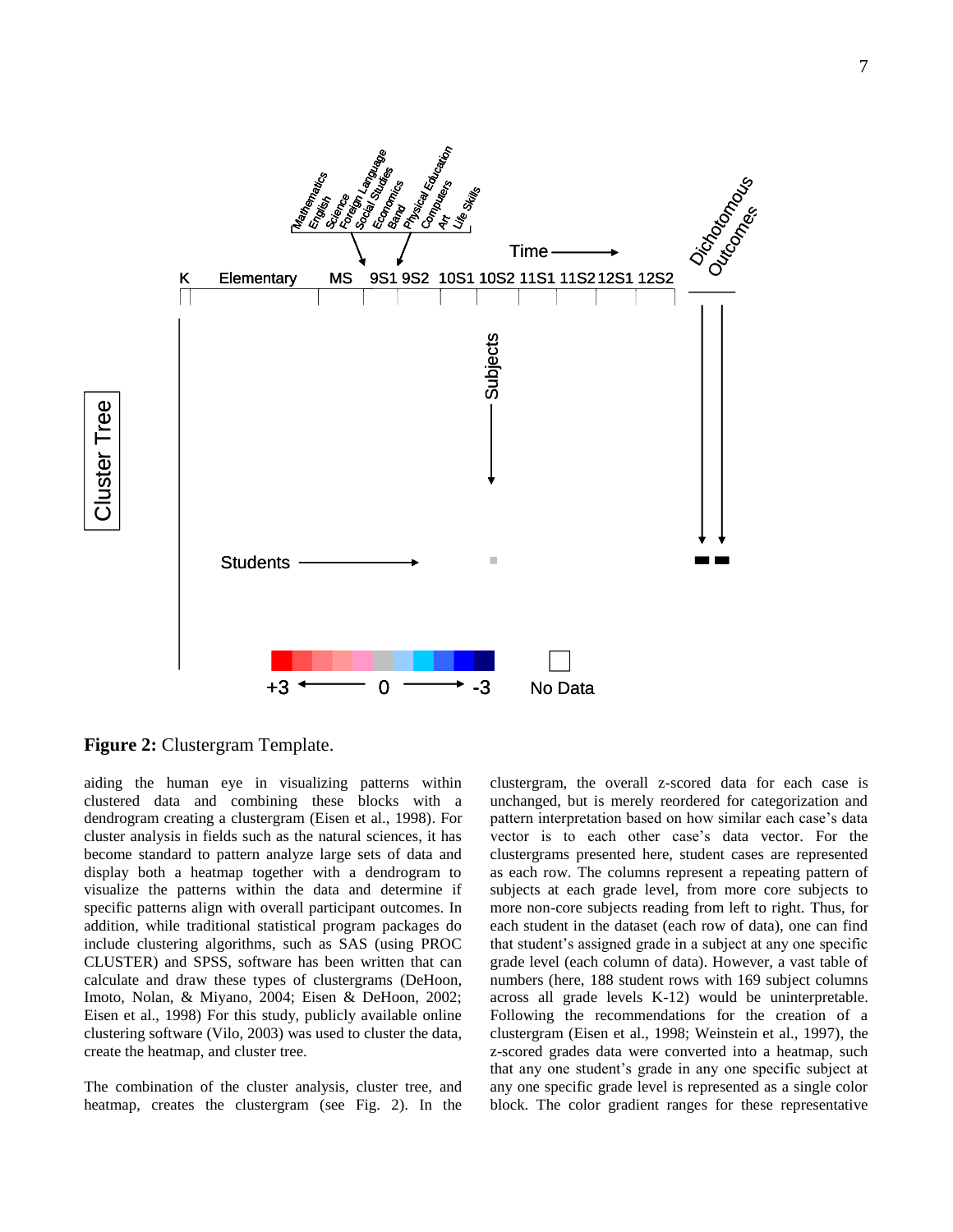**Figure 2:** Clustergram Template.

aiding the human eye in visualizing patterns within clustered data and combining these blocks with a dendrogram creating a clustergram (Eisen et al., 1998). For cluster analysis in fields such as the natural sciences, it has become standard to pattern analyze large sets of data and display both a heatmap together with a dendrogram to visualize the patterns within the data and determine if specific patterns align with overall participant outcomes. In addition, while traditional statistical program packages do include clustering algorithms, such as SAS (using PROC CLUSTER) and SPSS, software has been written that can calculate and draw these types of clustergrams (DeHoon, Imoto, Nolan, & Miyano, 2004; Eisen & DeHoon, 2002; Eisen et al., 1998) For this study, publicly available online clustering software (Vilo, 2003) was used to cluster the data, create the heatmap, and cluster tree.

The combination of the cluster analysis, cluster tree, and heatmap, creates the clustergram (see Fig. 2). In the clustergram, the overall z-scored data for each case is unchanged, but is merely reordered for categorization and pattern interpretation based on how similar each case's data vector is to each other case's data vector. For the clustergrams presented here, student cases are represented as each row. The columns represent a repeating pattern of subjects at each grade level, from more core subjects to more non-core subjects reading from left to right. Thus, for each student in the dataset (each row of data), one can find that student's assigned grade in a subject at any one specific grade level (each column of data). However, a vast table of numbers (here, 188 student rows with 169 subject columns across all grade levels K-12) would be uninterpretable. Following the recommendations for the creation of a clustergram (Eisen et al., 1998; Weinstein et al., 1997), the z-scored grades data were converted into a heatmap, such that any one student's grade in any one specific subject at any one specific grade level is represented as a single color block. The color gradient ranges for these representative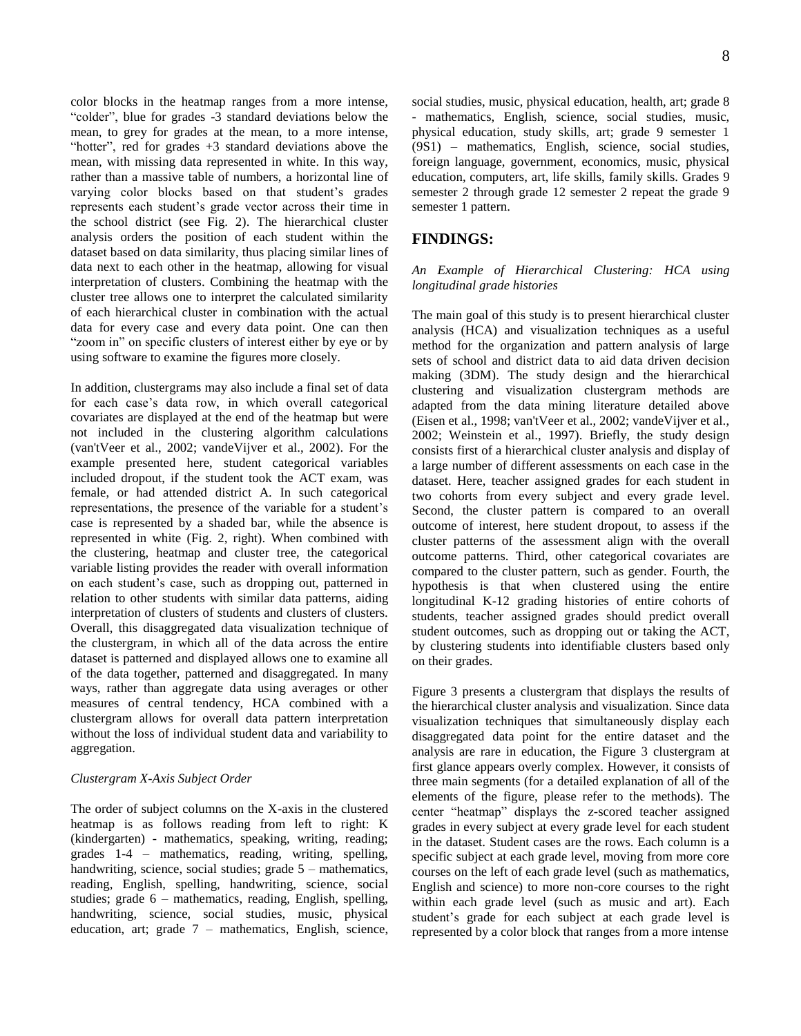color blocks in the heatmap ranges from a more intense, "colder", blue for grades -3 standard deviations below the mean, to grey for grades at the mean, to a more intense, "hotter", red for grades +3 standard deviations above the mean, with missing data represented in white. In this way, rather than a massive table of numbers, a horizontal line of varying color blocks based on that student's grades represents each student's grade vector across their time in the school district (see Fig. 2). The hierarchical cluster analysis orders the position of each student within the dataset based on data similarity, thus placing similar lines of data next to each other in the heatmap, allowing for visual interpretation of clusters. Combining the heatmap with the cluster tree allows one to interpret the calculated similarity of each hierarchical cluster in combination with the actual data for every case and every data point. One can then "zoom in" on specific clusters of interest either by eye or by using software to examine the figures more closely.

In addition, clustergrams may also include a final set of data for each case's data row, in which overall categorical covariates are displayed at the end of the heatmap but were not included in the clustering algorithm calculations (van'tVeer et al., 2002; vandeVijver et al., 2002). For the example presented here, student categorical variables included dropout, if the student took the ACT exam, was female, or had attended district A. In such categorical representations, the presence of the variable for a student's case is represented by a shaded bar, while the absence is represented in white (Fig. 2, right). When combined with the clustering, heatmap and cluster tree, the categorical variable listing provides the reader with overall information on each student's case, such as dropping out, patterned in relation to other students with similar data patterns, aiding interpretation of clusters of students and clusters of clusters. Overall, this disaggregated data visualization technique of the clustergram, in which all of the data across the entire dataset is patterned and displayed allows one to examine all of the data together, patterned and disaggregated. In many ways, rather than aggregate data using averages or other measures of central tendency, HCA combined with a clustergram allows for overall data pattern interpretation without the loss of individual student data and variability to aggregation.

### *Clustergram X-Axis Subject Order*

The order of subject columns on the X-axis in the clustered heatmap is as follows reading from left to right: K (kindergarten) - mathematics, speaking, writing, reading; grades 1-4 – mathematics, reading, writing, spelling, handwriting, science, social studies; grade 5 – mathematics, reading, English, spelling, handwriting, science, social studies; grade 6 – mathematics, reading, English, spelling, handwriting, science, social studies, music, physical education, art; grade 7 – mathematics, English, science, social studies, music, physical education, health, art; grade 8 - mathematics, English, science, social studies, music, physical education, study skills, art; grade 9 semester 1 (9S1) – mathematics, English, science, social studies, foreign language, government, economics, music, physical education, computers, art, life skills, family skills. Grades 9 semester 2 through grade 12 semester 2 repeat the grade 9 semester 1 pattern.

## FINDINGS:

### *An Example of Hierarchical Clustering: HCA using longitudinal grade histories*

The main goal of this study is to present hierarchical cluster analysis (HCA) and visualization techniques as a useful method for the organization and pattern analysis of large sets of school and district data to aid data driven decision making (3DM). The study design and the hierarchical clustering and visualization clustergram methods are adapted from the data mining literature detailed above (Eisen et al., 1998; van'tVeer et al., 2002; vandeVijver et al., 2002; Weinstein et al., 1997). Briefly, the study design consists first of a hierarchical cluster analysis and display of a large number of different assessments on each case in the dataset. Here, teacher assigned grades for each student in two cohorts from every subject and every grade level. Second, the cluster pattern is compared to an overall outcome of interest, here student dropout, to assess if the cluster patterns of the assessment align with the overall outcome patterns. Third, other categorical covariates are compared to the cluster pattern, such as gender. Fourth, the hypothesis is that when clustered using the entire longitudinal K-12 grading histories of entire cohorts of students, teacher assigned grades should predict overall student outcomes, such as dropping out or taking the ACT, by clustering students into identifiable clusters based only on their grades.

Figure 3 presents a clustergram that displays the results of the hierarchical cluster analysis and visualization. Since data visualization techniques that simultaneously display each disaggregated data point for the entire dataset and the analysis are rare in education, the Figure 3 clustergram at first glance appears overly complex. However, it consists of three main segments (for a detailed explanation of all of the elements of the figure, please refer to the methods). The center "heatmap" displays the *z*-scored teacher assigned grades in every subject at every grade level for each student in the dataset. Student cases are the rows. Each column is a specific subject at each grade level, moving from more core courses on the left of each grade level (such as mathematics, English and science) to more non-core courses to the right within each grade level (such as music and art). Each student's grade for each subject at each grade level is represented by a color block that ranges from a more intense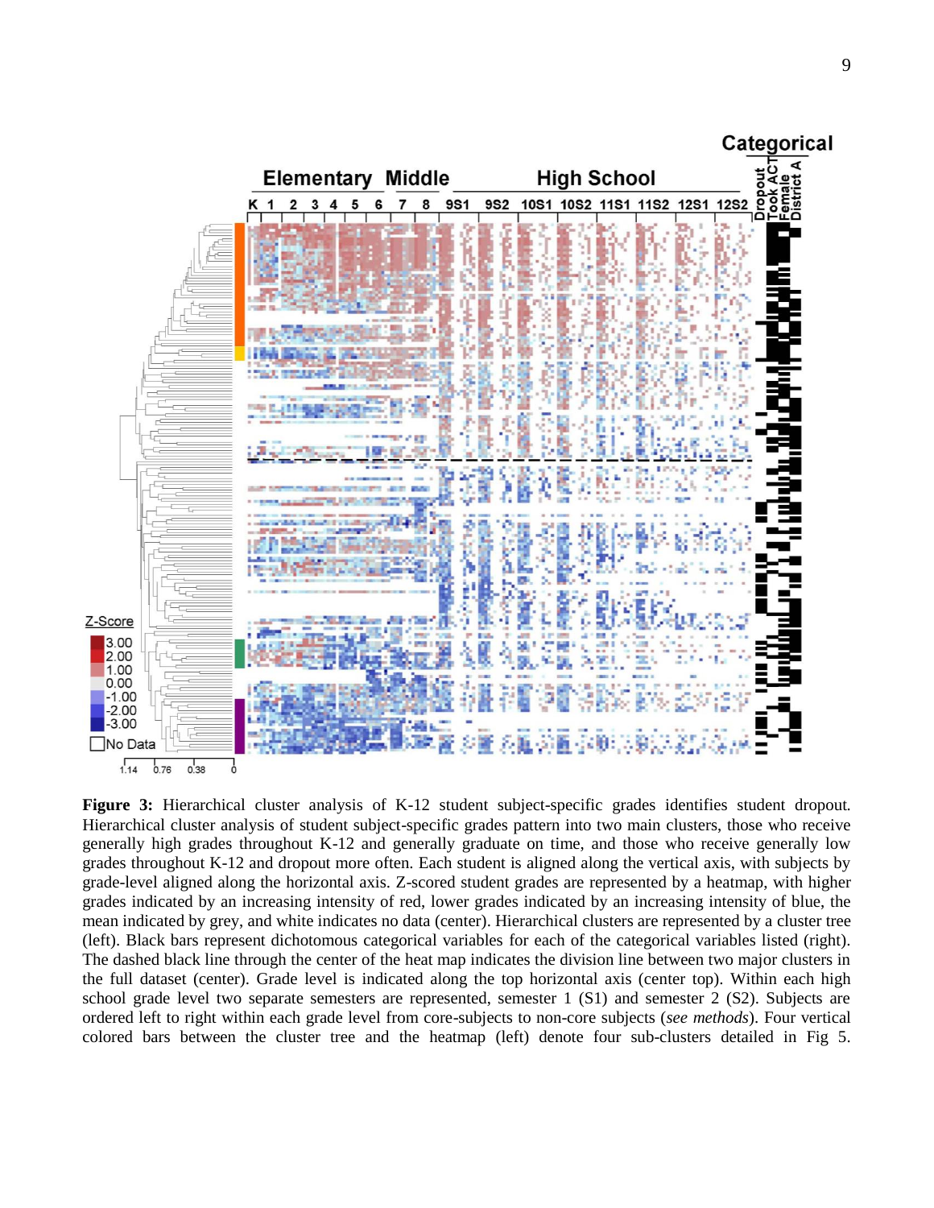**Figure 3:** Hierarchical cluster analysis of K-12 student subject-specific grades identifies student dropout. Hierarchical cluster analysis of student subject-specific grades pattern into two main clusters, those who receive generally high grades throughout K-12 and generally graduate on time, and those who receive generally low grades throughout K-12 and dropout more often. Each student is aligned along the vertical axis, with subjects by grade-level aligned along the horizontal axis. Z-scored student grades are represented by a heatmap, with higher grades indicated by an increasing intensity of red, lower grades indicated by an increasing intensity of blue, the mean indicated by grey, and white indicates no data (center). Hierarchical clusters are represented by a cluster tree (left). Black bars represent dichotomous categorical variables for each of the categorical variables listed (right). The dashed black line through the center of the heat map indicates the division line between two major clusters in the full dataset (center). Grade level is indicated along the top horizontal axis (center top). Within each high school grade level two separate semesters are represented, semester 1 (S1) and semester 2 (S2). Subjects are ordered left to right within each grade level from core-subjects to non-core subjects (*see methods*). Four vertical colored bars between the cluster tree and the heatmap (left) denote four sub-clusters detailed in Fig 5.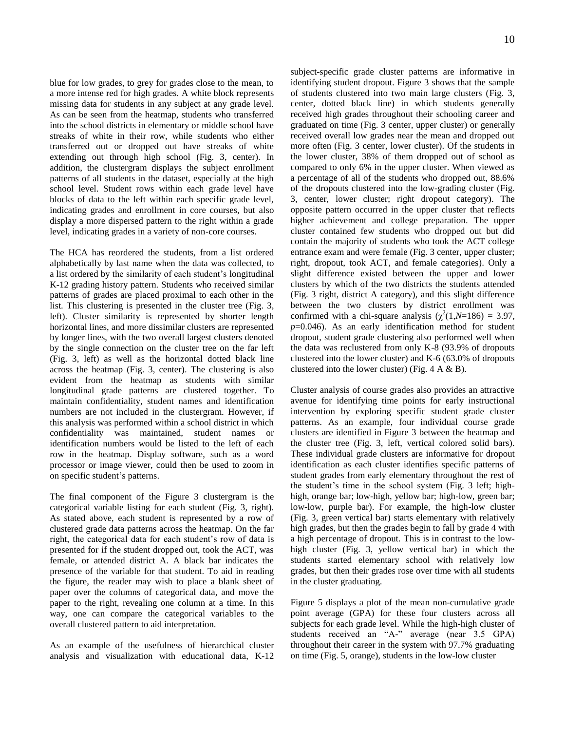blue for low grades, to grey for grades close to the mean, to a more intense red for high grades. A white block represents missing data for students in any subject at any grade level. As can be seen from the heatmap, students who transferred into the school districts in elementary or middle school have streaks of white in their row, while students who either transferred out or dropped out have streaks of white extending out through high school (Fig. 3, center). In addition, the clustergram displays the subject enrollment patterns of all students in the dataset, especially at the high school level. Student rows within each grade level have blocks of data to the left within each specific grade level, indicating grades and enrollment in core courses, but also display a more dispersed pattern to the right within a grade level, indicating grades in a variety of non-core courses.

The HCA has reordered the students, from a list ordered alphabetically by last name when the data was collected, to a list ordered by the similarity of each student's longitudinal K-12 grading history pattern. Students who received similar patterns of grades are placed proximal to each other in the list. This clustering is presented in the cluster tree (Fig. 3, left). Cluster similarity is represented by shorter length horizontal lines, and more dissimilar clusters are represented by longer lines, with the two overall largest clusters denoted by the single connection on the cluster tree on the far left (Fig. 3, left) as well as the horizontal dotted black line across the heatmap (Fig. 3, center). The clustering is also evident from the heatmap as students with similar longitudinal grade patterns are clustered together. To maintain confidentiality, student names and identification numbers are not included in the clustergram. However, if this analysis was performed within a school district in which confidentiality was maintained, student names or identification numbers would be listed to the left of each row in the heatmap. Display software, such as a word processor or image viewer, could then be used to zoom in on specific student's patterns.

The final component of the Figure 3 clustergram is the categorical variable listing for each student (Fig. 3, right). As stated above, each student is represented by a row of clustered grade data patterns across the heatmap. On the far right, the categorical data for each student's row of data is presented for if the student dropped out, took the ACT, was female, or attended district A. A black bar indicates the presence of the variable for that student. To aid in reading the figure, the reader may wish to place a blank sheet of paper over the columns of categorical data, and move the paper to the right, revealing one column at a time. In this way, one can compare the categorical variables to the overall clustered pattern to aid interpretation.

As an example of the usefulness of hierarchical cluster analysis and visualization with educational data, K-12 subject-specific grade cluster patterns are informative in identifying student dropout. Figure 3 shows that the sample of students clustered into two main large clusters (Fig. 3, center, dotted black line) in which students generally received high grades throughout their schooling career and graduated on time (Fig. 3 center, upper cluster) or generally received overall low grades near the mean and dropped out more often (Fig. 3 center, lower cluster). Of the students in the lower cluster, 38% of them dropped out of school as compared to only 6% in the upper cluster. When viewed as a percentage of all of the students who dropped out, 88.6% of the dropouts clustered into the low-grading cluster (Fig. 3, center, lower cluster; right dropout category). The opposite pattern occurred in the upper cluster that reflects higher achievement and college preparation. The upper cluster contained few students who dropped out but did contain the majority of students who took the ACT college entrance exam and were female (Fig. 3 center, upper cluster; right, dropout, took ACT, and female categories). Only a slight difference existed between the upper and lower clusters by which of the two districts the students attended (Fig. 3 right, district A category), and this slight difference between the two clusters by district enrollment was confirmed with a chi-square analysis ($\chi^2(1,N=186) = 3.97$, $p=0.046$). As an early identification method for student dropout, student grade clustering also performed well when the data was reclustered from only K-8 (93.9% of dropouts clustered into the lower cluster) and K-6 (63.0% of dropouts clustered into the lower cluster) (Fig. 4 A & B).

Cluster analysis of course grades also provides an attractive avenue for identifying time points for early instructional intervention by exploring specific student grade cluster patterns. As an example, four individual course grade clusters are identified in Figure 3 between the heatmap and the cluster tree (Fig. 3, left, vertical colored solid bars). These individual grade clusters are informative for dropout identification as each cluster identifies specific patterns of student grades from early elementary throughout the rest of the student's time in the school system (Fig. 3 left; high-high, orange bar; low-high, yellow bar; high-low, green bar; low-low, purple bar). For example, the high-low cluster (Fig. 3, green vertical bar) starts elementary with relatively high grades, but then the grades begin to fall by grade 4 with a high percentage of dropout. This is in contrast to the low-high cluster (Fig. 3, yellow vertical bar) in which the students started elementary school with relatively low grades, but then their grades rose over time with all students in the cluster graduating.

Figure 5 displays a plot of the mean non-cumulative grade point average (GPA) for these four clusters across all subjects for each grade level. While the high-high cluster of students received an "A-" average (near 3.5 GPA) throughout their career in the system with 97.7% graduating on time (Fig. 5, orange), students in the low-low cluster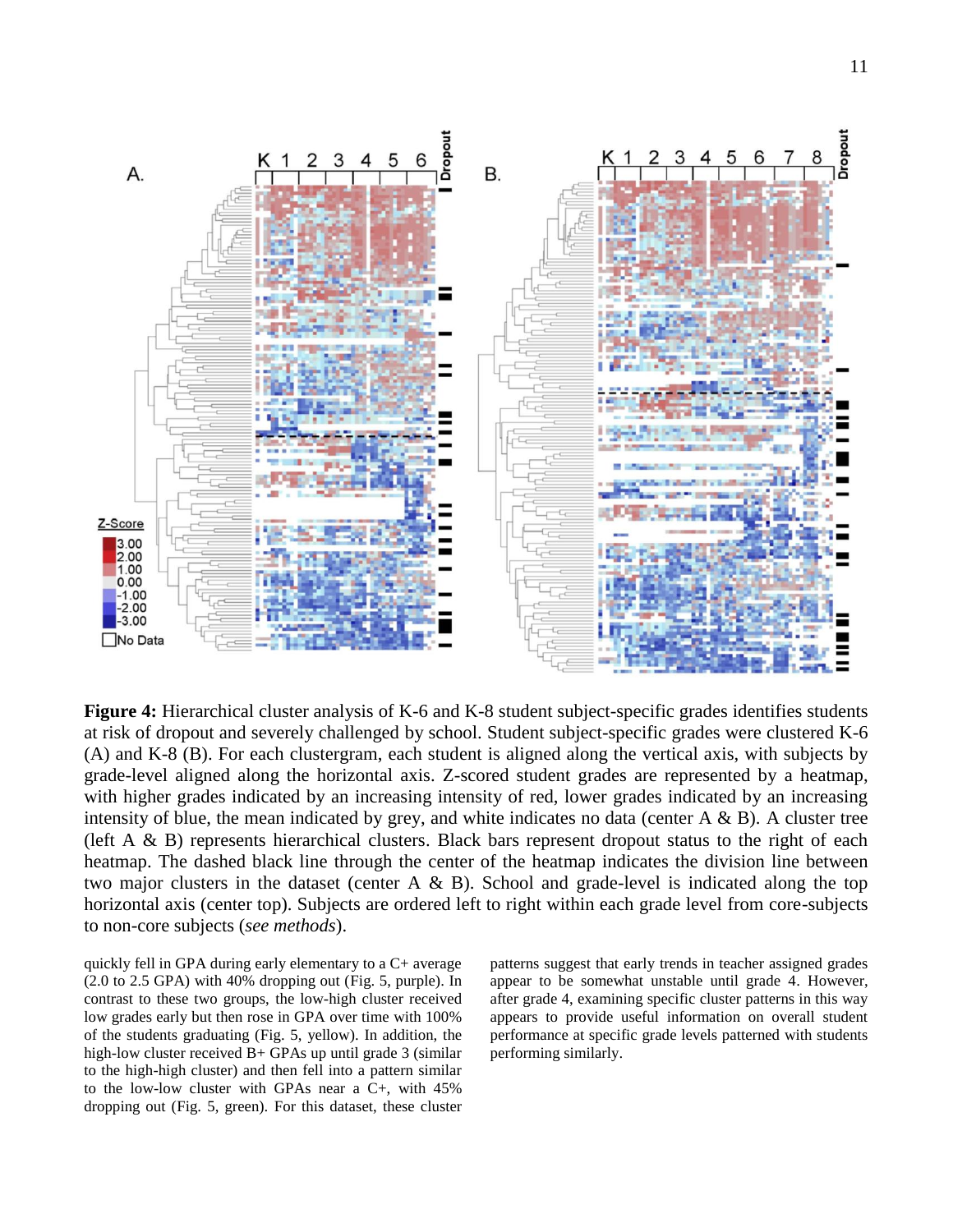**Figure 4:** Hierarchical cluster analysis of K-6 and K-8 student subject-specific grades identifies students at risk of dropout and severely challenged by school. Student subject-specific grades were clustered K-6 (A) and K-8 (B). For each clustergram, each student is aligned along the vertical axis, with subjects by grade-level aligned along the horizontal axis. Z-scored student grades are represented by a heatmap, with higher grades indicated by an increasing intensity of red, lower grades indicated by an increasing intensity of blue, the mean indicated by grey, and white indicates no data (center A & B). A cluster tree (left A & B) represents hierarchical clusters. Black bars represent dropout status to the right of each heatmap. The dashed black line through the center of the heatmap indicates the division line between two major clusters in the dataset (center A & B). School and grade-level is indicated along the top horizontal axis (center top). Subjects are ordered left to right within each grade level from core-subjects to non-core subjects (*see methods*).

quickly fell in GPA during early elementary to a C+ average (2.0 to 2.5 GPA) with 40% dropping out (Fig. 5, purple). In contrast to these two groups, the low-high cluster received low grades early but then rose in GPA over time with 100% of the students graduating (Fig. 5, yellow). In addition, the high-low cluster received B+ GPAs up until grade 3 (similar to the high-high cluster) and then fell into a pattern similar to the low-low cluster with GPAs near a C+, with 45% dropping out (Fig. 5, green). For this dataset, these cluster patterns suggest that early trends in teacher assigned grades appear to be somewhat unstable until grade 4. However, after grade 4, examining specific cluster patterns in this way appears to provide useful information on overall student performance at specific grade levels patterned with students performing similarly.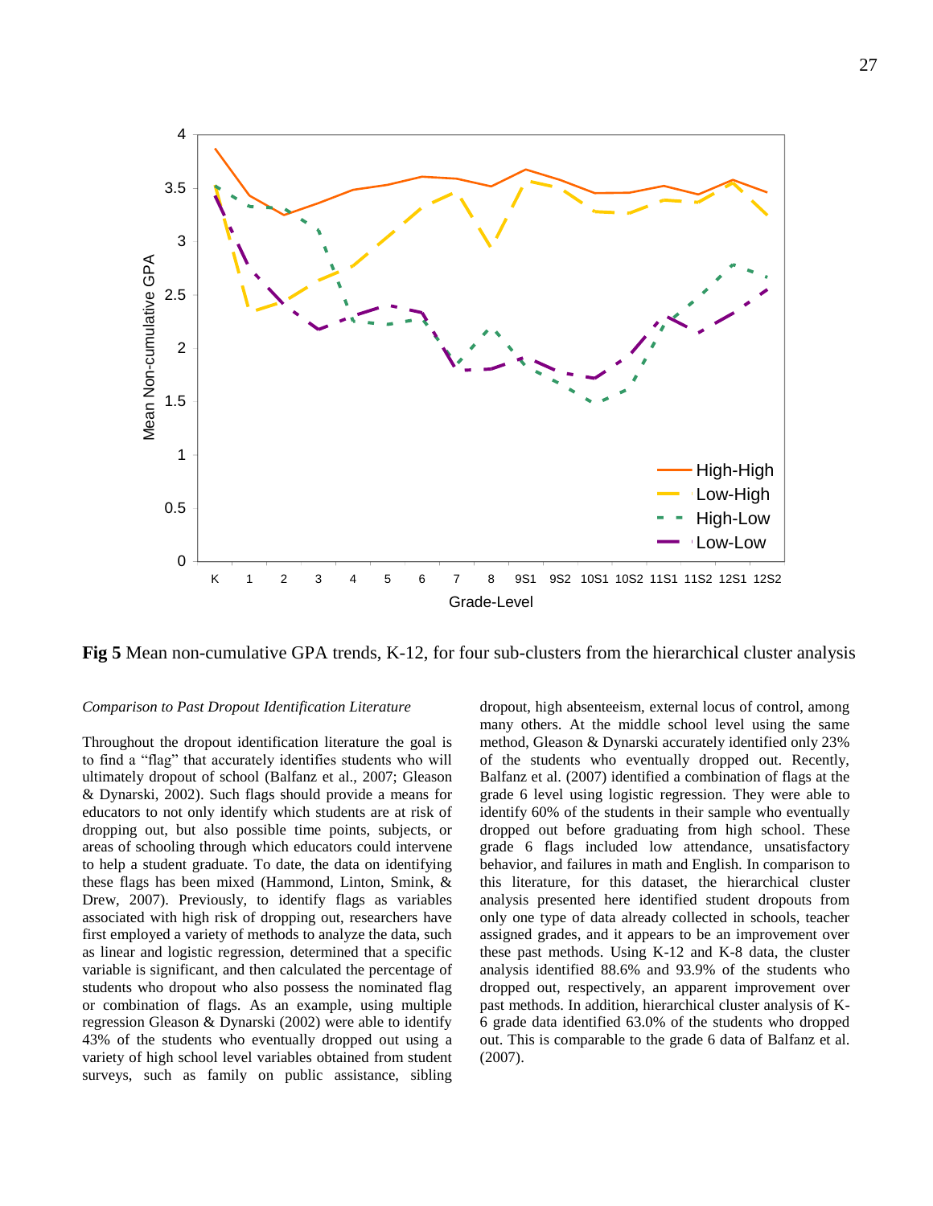**Fig 5** Mean non-cumulative GPA trends, K-12, for four sub-clusters from the hierarchical cluster analysis

### *Comparison to Past Dropout Identification Literature*

Throughout the dropout identification literature the goal is to find a "flag" that accurately identifies students who will ultimately dropout of school (Balfanz et al., 2007; Gleason & Dynarski, 2002). Such flags should provide a means for educators to not only identify which students are at risk of dropping out, but also possible time points, subjects, or areas of schooling through which educators could intervene to help a student graduate. To date, the data on identifying these flags has been mixed (Hammond, Linton, Smink, & Drew, 2007). Previously, to identify flags as variables associated with high risk of dropping out, researchers have first employed a variety of methods to analyze the data, such as linear and logistic regression, determined that a specific variable is significant, and then calculated the percentage of students who dropout who also possess the nominated flag or combination of flags. As an example, using multiple regression Gleason & Dynarski (2002) were able to identify 43% of the students who eventually dropped out using a variety of high school level variables obtained from student surveys, such as family on public assistance, sibling dropout, high absenteeism, external locus of control, among many others. At the middle school level using the same method, Gleason & Dynarski accurately identified only 23% of the students who eventually dropped out. Recently, Balfanz et al. (2007) identified a combination of flags at the grade 6 level using logistic regression. They were able to identify 60% of the students in their sample who eventually dropped out before graduating from high school. These grade 6 flags included low attendance, unsatisfactory behavior, and failures in math and English. In comparison to this literature, for this dataset, the hierarchical cluster analysis presented here identified student dropouts from only one type of data already collected in schools, teacher assigned grades, and it appears to be an improvement over these past methods. Using K-12 and K-8 data, the cluster analysis identified 88.6% and 93.9% of the students who dropped out, respectively, an apparent improvement over past methods. In addition, hierarchical cluster analysis of K-6 grade data identified 63.0% of the students who dropped out. This is comparable to the grade 6 data of Balfanz et al. (2007).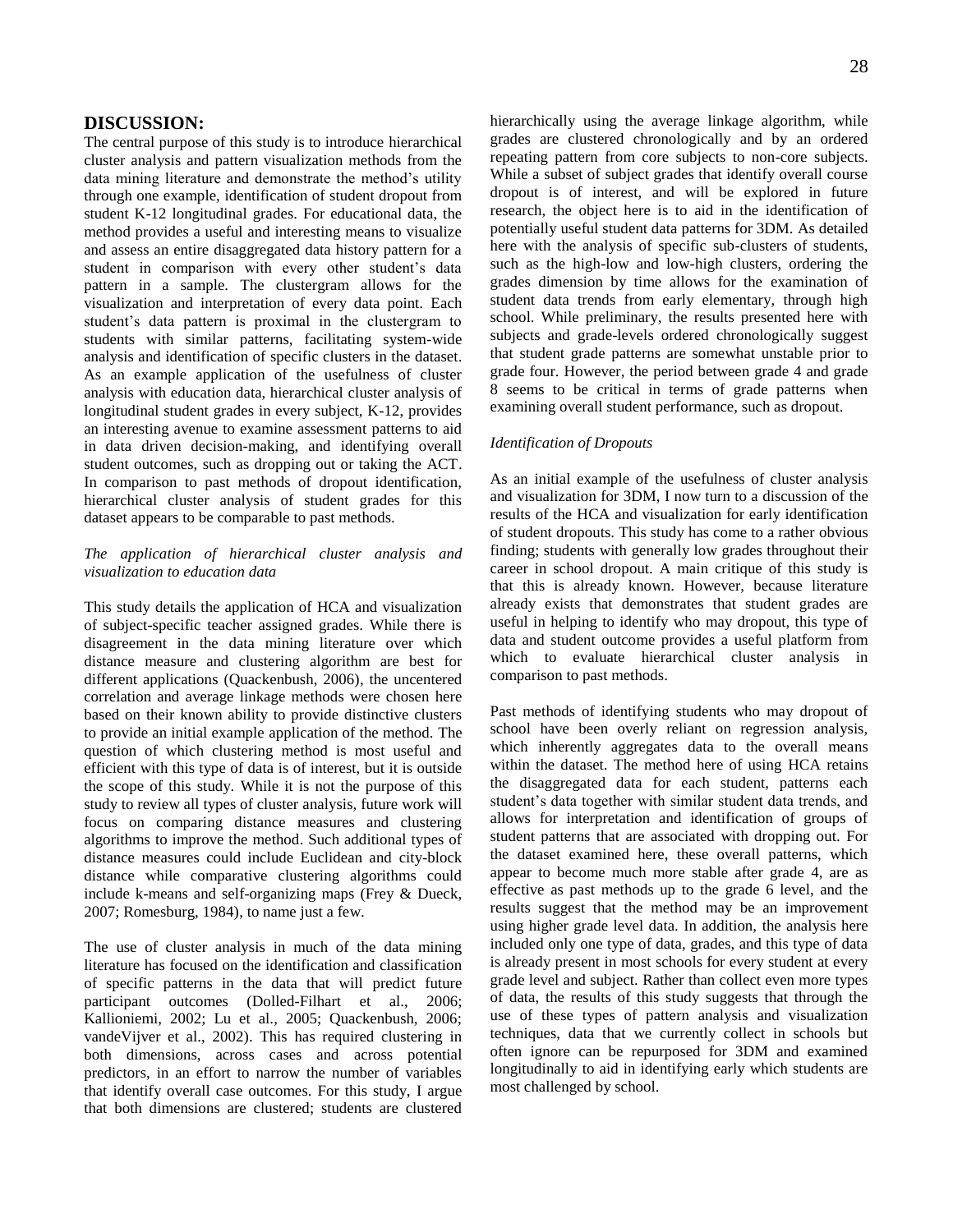## DISCUSSION:

The central purpose of this study is to introduce hierarchical cluster analysis and pattern visualization methods from the data mining literature and demonstrate the method's utility through one example, identification of student dropout from student K-12 longitudinal grades. For educational data, the method provides a useful and interesting means to visualize and assess an entire disaggregated data history pattern for a student in comparison with every other student's data pattern in a sample. The clustergram allows for the visualization and interpretation of every data point. Each student's data pattern is proximal in the clustergram to students with similar patterns, facilitating system-wide analysis and identification of specific clusters in the dataset. As an example application of the usefulness of cluster analysis with education data, hierarchical cluster analysis of longitudinal student grades in every subject, K-12, provides an interesting avenue to examine assessment patterns to aid in data driven decision-making, and identifying overall student outcomes, such as dropping out or taking the ACT. In comparison to past methods of dropout identification, hierarchical cluster analysis of student grades for this dataset appears to be comparable to past methods.

*The application of hierarchical cluster analysis and visualization to education data*

This study details the application of HCA and visualization of subject-specific teacher assigned grades. While there is disagreement in the data mining literature over which distance measure and clustering algorithm are best for different applications (Quackenbush, 2006), the uncentered correlation and average linkage methods were chosen here based on their known ability to provide distinctive clusters to provide an initial example application of the method. The question of which clustering method is most useful and efficient with this type of data is of interest, but it is outside the scope of this study. While it is not the purpose of this study to review all types of cluster analysis, future work will focus on comparing distance measures and clustering algorithms to improve the method. Such additional types of distance measures could include Euclidean and city-block distance while comparative clustering algorithms could include k-means and self-organizing maps (Frey & Dueck, 2007; Romesburg, 1984), to name just a few.

The use of cluster analysis in much of the data mining literature has focused on the identification and classification of specific patterns in the data that will predict future participant outcomes (Dolled-Filhart et al., 2006; Kallioniemi, 2002; Lu et al., 2005; Quackenbush, 2006; vandeVijver et al., 2002). This has required clustering in both dimensions, across cases and across potential predictors, in an effort to narrow the number of variables that identify overall case outcomes. For this study, I argue that both dimensions are clustered; students are clustered hierarchically using the average linkage algorithm, while grades are clustered chronologically and by an ordered repeating pattern from core subjects to non-core subjects. While a subset of subject grades that identify overall course dropout is of interest, and will be explored in future research, the object here is to aid in the identification of potentially useful student data patterns for 3DM. As detailed here with the analysis of specific sub-clusters of students, such as the high-low and low-high clusters, ordering the grades dimension by time allows for the examination of student data trends from early elementary, through high school. While preliminary, the results presented here with subjects and grade-levels ordered chronologically suggest that student grade patterns are somewhat unstable prior to grade four. However, the period between grade 4 and grade 8 seems to be critical in terms of grade patterns when examining overall student performance, such as dropout.

*Identification of Dropouts*

As an initial example of the usefulness of cluster analysis and visualization for 3DM, I now turn to a discussion of the results of the HCA and visualization for early identification of student dropouts. This study has come to a rather obvious finding; students with generally low grades throughout their career in school dropout. A main critique of this study is that this is already known. However, because literature already exists that demonstrates that student grades are useful in helping to identify who may dropout, this type of data and student outcome provides a useful platform from which to evaluate hierarchical cluster analysis in comparison to past methods.

Past methods of identifying students who may dropout of school have been overly reliant on regression analysis, which inherently aggregates data to the overall means within the dataset. The method here of using HCA retains the disaggregated data for each student, patterns each student's data together with similar student data trends, and allows for interpretation and identification of groups of student patterns that are associated with dropping out. For the dataset examined here, these overall patterns, which appear to become much more stable after grade 4, are as effective as past methods up to the grade 6 level, and the results suggest that the method may be an improvement using higher grade level data. In addition, the analysis here included only one type of data, grades, and this type of data is already present in most schools for every student at every grade level and subject. Rather than collect even more types of data, the results of this study suggests that through the use of these types of pattern analysis and visualization techniques, data that we currently collect in schools but often ignore can be repurposed for 3DM and examined longitudinally to aid in identifying early which students are most challenged by school.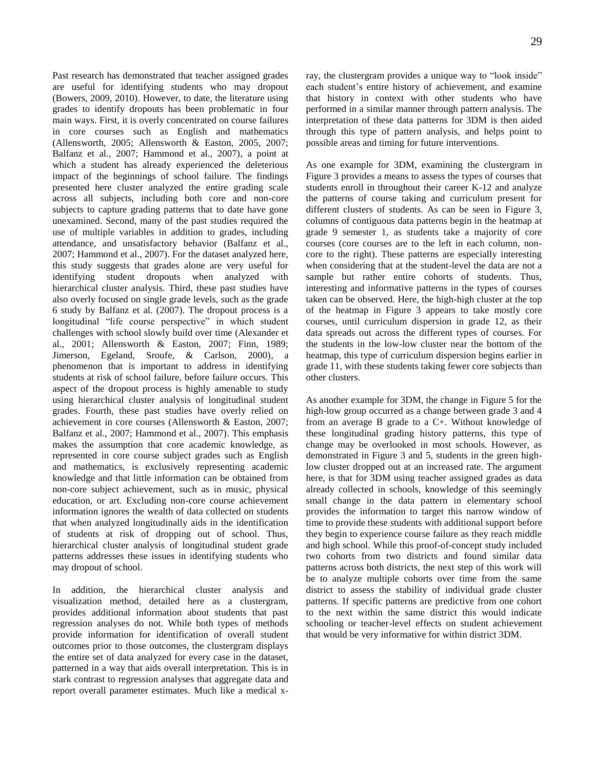Past research has demonstrated that teacher assigned grades are useful for identifying students who may dropout (Bowers, 2009, 2010). However, to date, the literature using grades to identify dropouts has been problematic in four main ways. First, it is overly concentrated on course failures in core courses such as English and mathematics (Allensworth, 2005; Allensworth & Easton, 2005, 2007; Balfanz et al., 2007; Hammond et al., 2007), a point at which a student has already experienced the deleterious impact of the beginnings of school failure. The findings presented here cluster analyzed the entire grading scale across all subjects, including both core and non-core subjects to capture grading patterns that to date have gone unexamined. Second, many of the past studies required the use of multiple variables in addition to grades, including attendance, and unsatisfactory behavior (Balfanz et al., 2007; Hammond et al., 2007). For the dataset analyzed here, this study suggests that grades alone are very useful for identifying student dropouts when analyzed with hierarchical cluster analysis. Third, these past studies have also overly focused on single grade levels, such as the grade 6 study by Balfanz et al. (2007). The dropout process is a longitudinal "life course perspective" in which student challenges with school slowly build over time (Alexander et al., 2001; Allensworth & Easton, 2007; Finn, 1989; Jimerson, Egeland, Sroufe, & Carlson, 2000), a phenomenon that is important to address in identifying students at risk of school failure, before failure occurs. This aspect of the dropout process is highly amenable to study using hierarchical cluster analysis of longitudinal student grades. Fourth, these past studies have overly relied on achievement in core courses (Allensworth & Easton, 2007; Balfanz et al., 2007; Hammond et al., 2007). This emphasis makes the assumption that core academic knowledge, as represented in core course subject grades such as English and mathematics, is exclusively representing academic knowledge and that little information can be obtained from non-core subject achievement, such as in music, physical education, or art. Excluding non-core course achievement information ignores the wealth of data collected on students that when analyzed longitudinally aids in the identification of students at risk of dropping out of school. Thus, hierarchical cluster analysis of longitudinal student grade patterns addresses these issues in identifying students who may dropout of school.

In addition, the hierarchical cluster analysis and visualization method, detailed here as a clustergram, provides additional information about students that past regression analyses do not. While both types of methods provide information for identification of overall student outcomes prior to those outcomes, the clustergram displays the entire set of data analyzed for every case in the dataset, patterned in a way that aids overall interpretation. This is in stark contrast to regression analyses that aggregate data and report overall parameter estimates. Much like a medical x-ray, the clustergram provides a unique way to "look inside" each student's entire history of achievement, and examine that history in context with other students who have performed in a similar manner through pattern analysis. The interpretation of these data patterns for 3DM is then aided through this type of pattern analysis, and helps point to possible areas and timing for future interventions.

As one example for 3DM, examining the clustergram in Figure 3 provides a means to assess the types of courses that students enroll in throughout their career K-12 and analyze the patterns of course taking and curriculum present for different clusters of students. As can be seen in Figure 3, columns of contiguous data patterns begin in the heatmap at grade 9 semester 1, as students take a majority of core courses (core courses are to the left in each column, non-core to the right). These patterns are especially interesting when considering that at the student-level the data are not a sample but rather entire cohorts of students. Thus, interesting and informative patterns in the types of courses taken can be observed. Here, the high-high cluster at the top of the heatmap in Figure 3 appears to take mostly core courses, until curriculum dispersion in grade 12, as their data spreads out across the different types of courses. For the students in the low-low cluster near the bottom of the heatmap, this type of curriculum dispersion begins earlier in grade 11, with these students taking fewer core subjects than other clusters.

As another example for 3DM, the change in Figure 5 for the high-low group occurred as a change between grade 3 and 4 from an average B grade to a C+. Without knowledge of these longitudinal grading history patterns, this type of change may be overlooked in most schools. However, as demonstrated in Figure 3 and 5, students in the green high-low cluster dropped out at an increased rate. The argument here, is that for 3DM using teacher assigned grades as data already collected in schools, knowledge of this seemingly small change in the data pattern in elementary school provides the information to target this narrow window of time to provide these students with additional support before they begin to experience course failure as they reach middle and high school. While this proof-of-concept study included two cohorts from two districts and found similar data patterns across both districts, the next step of this work will be to analyze multiple cohorts over time from the same district to assess the stability of individual grade cluster patterns. If specific patterns are predictive from one cohort to the next within the same district this would indicate schooling or teacher-level effects on student achievement that would be very informative for within district 3DM.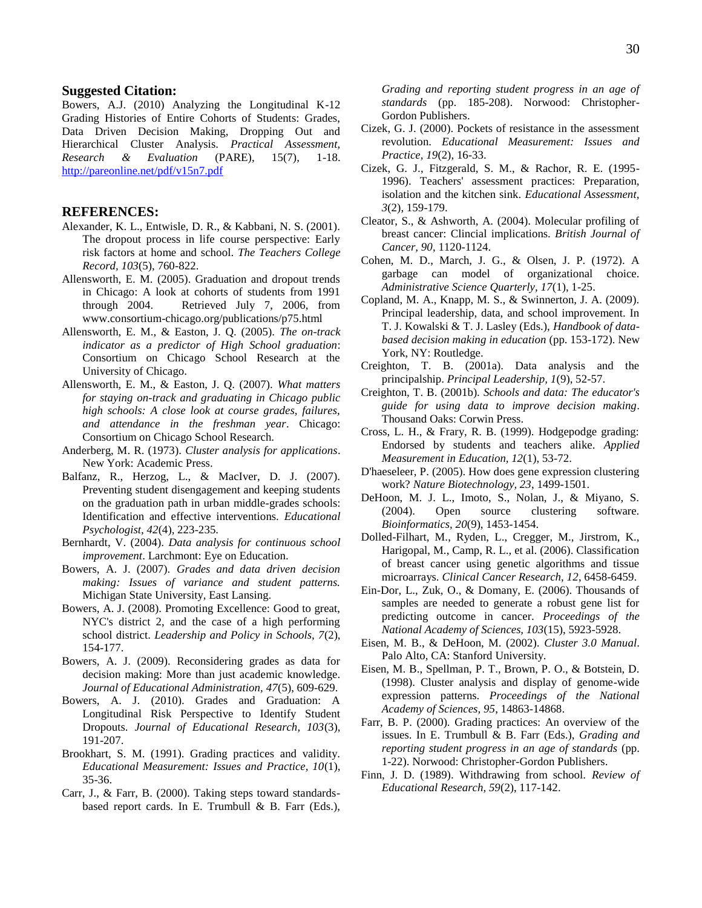## Suggested Citation:

Bowers, A.J. (2010) Analyzing the Longitudinal K-12 Grading Histories of Entire Cohorts of Students: Grades, Data Driven Decision Making, Dropping Out and Hierarchical Cluster Analysis. *Practical Assessment, Research & Evaluation* (PARE), 15(7), 1-18. http://pareonline.net/pdf/v15n7.pdf

## REFERENCES:

Alexander, K. L., Entwisle, D. R., & Kabbani, N. S. (2001). The dropout process in life course perspective: Early risk factors at home and school. *The Teachers College Record, 103*(5), 760-822.

Allensworth, E. M. (2005). Graduation and dropout trends in Chicago: A look at cohorts of students from 1991 through 2004. Retrieved July 7, 2006, from www.consortium-chicago.org/publications/p75.html

Allensworth, E. M., & Easton, J. Q. (2005). *The on-track indicator as a predictor of High School graduation*: Consortium on Chicago School Research at the University of Chicago.

Allensworth, E. M., & Easton, J. Q. (2007). *What matters for staying on-track and graduating in Chicago public high schools: A close look at course grades, failures, and attendance in the freshman year*. Chicago: Consortium on Chicago School Research.

Anderberg, M. R. (1973). *Cluster analysis for applications*. New York: Academic Press.

Balfanz, R., Herzog, L., & MacIver, D. J. (2007). Preventing student disengagement and keeping students on the graduation path in urban middle-grades schools: Identification and effective interventions. *Educational Psychologist, 42*(4), 223-235.

Bernhardt, V. (2004). *Data analysis for continuous school improvement*. Larchmont: Eye on Education.

Bowers, A. J. (2007). *Grades and data driven decision making: Issues of variance and student patterns.* Michigan State University, East Lansing.

Bowers, A. J. (2008). Promoting Excellence: Good to great, NYC's district 2, and the case of a high performing school district. *Leadership and Policy in Schools, 7*(2), 154-177.

Bowers, A. J. (2009). Reconsidering grades as data for decision making: More than just academic knowledge. *Journal of Educational Administration, 47*(5), 609-629.

Bowers, A. J. (2010). Grades and Graduation: A Longitudinal Risk Perspective to Identify Student Dropouts. *Journal of Educational Research, 103*(3), 191-207.

Brookhart, S. M. (1991). Grading practices and validity. *Educational Measurement: Issues and Practice, 10*(1), 35-36.

Carr, J., & Farr, B. (2000). Taking steps toward standards-based report cards. In E. Trumbull & B. Farr (Eds.), *Grading and reporting student progress in an age of standards* (pp. 185-208). Norwood: Christopher-Gordon Publishers.

Cizek, G. J. (2000). Pockets of resistance in the assessment revolution. *Educational Measurement: Issues and Practice, 19*(2), 16-33.

Cizek, G. J., Fitzgerald, S. M., & Rachor, R. E. (1995-1996). Teachers' assessment practices: Preparation, isolation and the kitchen sink. *Educational Assessment, 3*(2), 159-179.

Cleator, S., & Ashworth, A. (2004). Molecular profiling of breast cancer: Clincial implications. *British Journal of Cancer, 90*, 1120-1124.

Cohen, M. D., March, J. G., & Olsen, J. P. (1972). A garbage can model of organizational choice. *Administrative Science Quarterly, 17*(1), 1-25.

Copland, M. A., Knapp, M. S., & Swinnerton, J. A. (2009). Principal leadership, data, and school improvement. In T. J. Kowalski & T. J. Lasley (Eds.), *Handbook of data-based decision making in education* (pp. 153-172). New York, NY: Routledge.

Creighton, T. B. (2001a). Data analysis and the principalship. *Principal Leadership, 1*(9), 52-57.

Creighton, T. B. (2001b). *Schools and data: The educator's guide for using data to improve decision making*. Thousand Oaks: Corwin Press.

Cross, L. H., & Frary, R. B. (1999). Hodgepodge grading: Endorsed by students and teachers alike. *Applied Measurement in Education, 12*(1), 53-72.

D'haeseleer, P. (2005). How does gene expression clustering work? *Nature Biotechnology, 23*, 1499-1501.

DeHoon, M. J. L., Imoto, S., Nolan, J., & Miyano, S. (2004). Open source clustering software. *Bioinformatics, 20*(9), 1453-1454.

Dolled-Filhart, M., Ryden, L., Cregger, M., Jirstrom, K., Harigopal, M., Camp, R. L., et al. (2006). Classification of breast cancer using genetic algorithms and tissue microarrays. *Clinical Cancer Research, 12*, 6458-6459.

Ein-Dor, L., Zuk, O., & Domany, E. (2006). Thousands of samples are needed to generate a robust gene list for predicting outcome in cancer. *Proceedings of the National Academy of Sciences, 103*(15), 5923-5928.

Eisen, M. B., & DeHoon, M. (2002). *Cluster 3.0 Manual*. Palo Alto, CA: Stanford University.

Eisen, M. B., Spellman, P. T., Brown, P. O., & Botstein, D. (1998). Cluster analysis and display of genome-wide expression patterns. *Proceedings of the National Academy of Sciences, 95*, 14863-14868.

Farr, B. P. (2000). Grading practices: An overview of the issues. In E. Trumbull & B. Farr (Eds.), *Grading and reporting student progress in an age of standards* (pp. 1-22). Norwood: Christopher-Gordon Publishers.

Finn, J. D. (1989). Withdrawing from school. *Review of Educational Research, 59*(2), 117-142.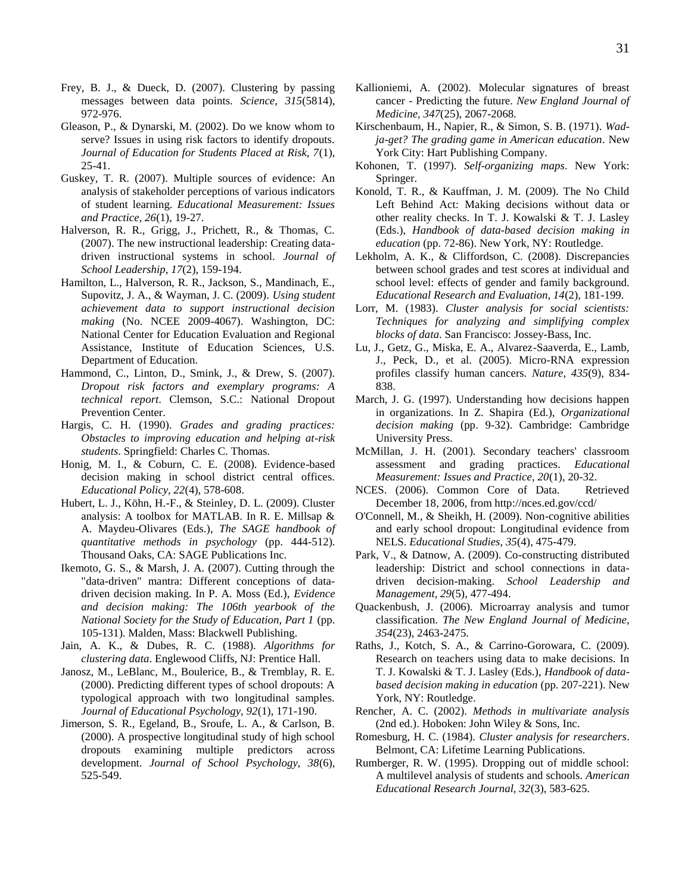Frey, B. J., & Dueck, D. (2007). Clustering by passing messages between data points. *Science, 315*(5814), 972-976.

Gleason, P., & Dynarski, M. (2002). Do we know whom to serve? Issues in using risk factors to identify dropouts. *Journal of Education for Students Placed at Risk, 7*(1), 25-41.

Guskey, T. R. (2007). Multiple sources of evidence: An analysis of stakeholder perceptions of various indicators of student learning. *Educational Measurement: Issues and Practice, 26*(1), 19-27.

Halverson, R. R., Grigg, J., Prichett, R., & Thomas, C. (2007). The new instructional leadership: Creating data-driven instructional systems in school. *Journal of School Leadership, 17*(2), 159-194.

Hamilton, L., Halverson, R. R., Jackson, S., Mandinach, E., Supovitz, J. A., & Wayman, J. C. (2009). *Using student achievement data to support instructional decision making* (No. NCEE 2009-4067). Washington, DC: National Center for Education Evaluation and Regional Assistance, Institute of Education Sciences, U.S. Department of Education.

Hammond, C., Linton, D., Smink, J., & Drew, S. (2007). *Dropout risk factors and exemplary programs: A technical report*. Clemson, S.C.: National Dropout Prevention Center.

Hargis, C. H. (1990). *Grades and grading practices: Obstacles to improving education and helping at-risk students*. Springfield: Charles C. Thomas.

Honig, M. I., & Coburn, C. E. (2008). Evidence-based decision making in school district central offices. *Educational Policy, 22*(4), 578-608.

Hubert, L. J., Köhn, H.-F., & Steinley, D. L. (2009). Cluster analysis: A toolbox for MATLAB. In R. E. Millsap & A. Maydeu-Olivares (Eds.), *The SAGE handbook of quantitative methods in psychology* (pp. 444-512). Thousand Oaks, CA: SAGE Publications Inc.

Ikemoto, G. S., & Marsh, J. A. (2007). Cutting through the "data-driven" mantra: Different conceptions of data-driven decision making. In P. A. Moss (Ed.), *Evidence and decision making: The 106th yearbook of the National Society for the Study of Education, Part 1* (pp. 105-131). Malden, Mass: Blackwell Publishing.

Jain, A. K., & Dubes, R. C. (1988). *Algorithms for clustering data*. Englewood Cliffs, NJ: Prentice Hall.

Janosz, M., LeBlanc, M., Boulerice, B., & Tremblay, R. E. (2000). Predicting different types of school dropouts: A typological approach with two longitudinal samples. *Journal of Educational Psychology, 92*(1), 171-190.

Jimerson, S. R., Egeland, B., Sroufe, L. A., & Carlson, B. (2000). A prospective longitudinal study of high school dropouts examining multiple predictors across development. *Journal of School Psychology, 38*(6), 525-549.

Kallioniemi, A. (2002). Molecular signatures of breast cancer - Predicting the future. *New England Journal of Medicine, 347*(25), 2067-2068.

Kirschenbaum, H., Napier, R., & Simon, S. B. (1971). *Wad-ja-get? The grading game in American education*. New York City: Hart Publishing Company.

Kohonen, T. (1997). *Self-organizing maps*. New York: Springer.

Konold, T. R., & Kauffman, J. M. (2009). The No Child Left Behind Act: Making decisions without data or other reality checks. In T. J. Kowalski & T. J. Lasley (Eds.), *Handbook of data-based decision making in education* (pp. 72-86). New York, NY: Routledge.

Lekholm, A. K., & Cliffordson, C. (2008). Discrepancies between school grades and test scores at individual and school level: effects of gender and family background. *Educational Research and Evaluation, 14*(2), 181-199.

Lorr, M. (1983). *Cluster analysis for social scientists: Techniques for analyzing and simplifying complex blocks of data*. San Francisco: Jossey-Bass, Inc.

Lu, J., Getz, G., Miska, E. A., Alvarez-Saaverda, E., Lamb, J., Peck, D., et al. (2005). Micro-RNA expression profiles classify human cancers. *Nature, 435*(9), 834-838.

March, J. G. (1997). Understanding how decisions happen in organizations. In Z. Shapira (Ed.), *Organizational decision making* (pp. 9-32). Cambridge: Cambridge University Press.

McMillan, J. H. (2001). Secondary teachers' classroom assessment and grading practices. *Educational Measurement: Issues and Practice, 20*(1), 20-32.

NCES. (2006). Common Core of Data. Retrieved December 18, 2006, from http://nces.ed.gov/ccd/

O'Connell, M., & Sheikh, H. (2009). Non-cognitive abilities and early school dropout: Longitudinal evidence from NELS. *Educational Studies, 35*(4), 475-479.

Park, V., & Datnow, A. (2009). Co-constructing distributed leadership: District and school connections in data-driven decision-making. *School Leadership and Management, 29*(5), 477-494.

Quackenbush, J. (2006). Microarray analysis and tumor classification. *The New England Journal of Medicine, 354*(23), 2463-2475.

Raths, J., Kotch, S. A., & Carrino-Gorowara, C. (2009). Research on teachers using data to make decisions. In T. J. Kowalski & T. J. Lasley (Eds.), *Handbook of data-based decision making in education* (pp. 207-221). New York, NY: Routledge.

Rencher, A. C. (2002). *Methods in multivariate analysis* (2nd ed.). Hoboken: John Wiley & Sons, Inc.

Romesburg, H. C. (1984). *Cluster analysis for researchers*. Belmont, CA: Lifetime Learning Publications.

Rumberger, R. W. (1995). Dropping out of middle school: A multilevel analysis of students and schools. *American Educational Research Journal, 32*(3), 583-625.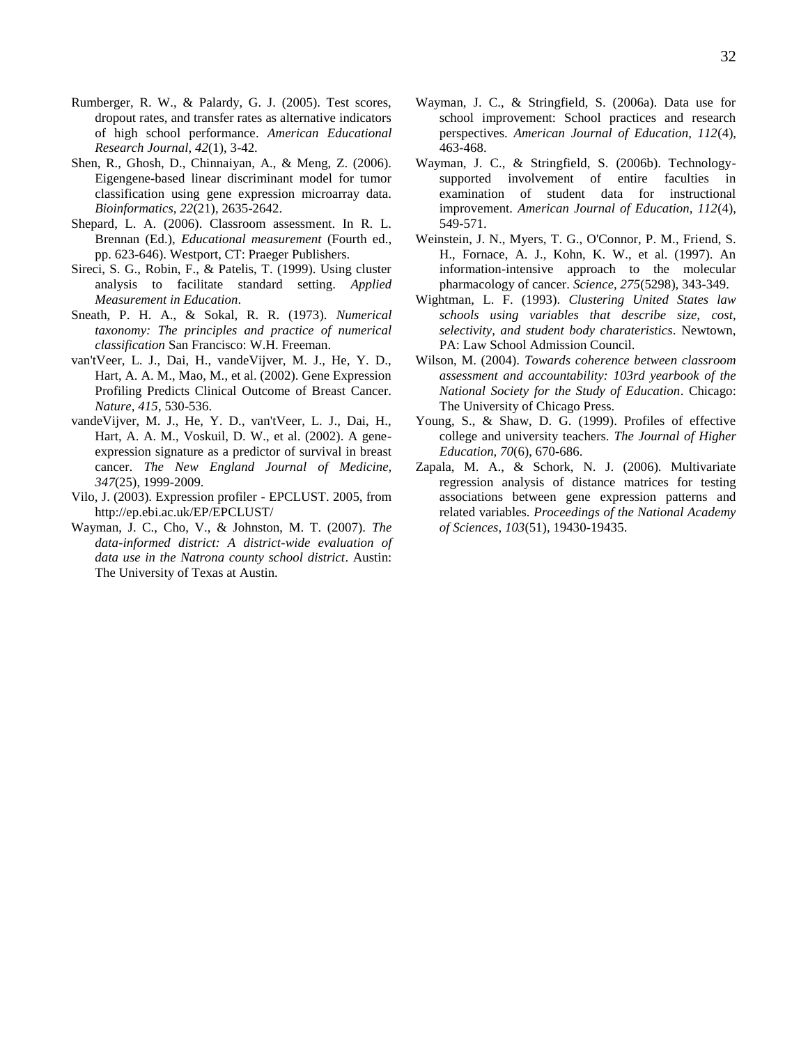Rumberger, R. W., & Palardy, G. J. (2005). Test scores, dropout rates, and transfer rates as alternative indicators of high school performance. *American Educational Research Journal, 42*(1), 3-42.

Shen, R., Ghosh, D., Chinnaiyan, A., & Meng, Z. (2006). Eigengene-based linear discriminant model for tumor classification using gene expression microarray data. *Bioinformatics, 22*(21), 2635-2642.

Shepard, L. A. (2006). Classroom assessment. In R. L. Brennan (Ed.), *Educational measurement* (Fourth ed., pp. 623-646). Westport, CT: Praeger Publishers.

Sireci, S. G., Robin, F., & Patelis, T. (1999). Using cluster analysis to facilitate standard setting. *Applied Measurement in Education*.

Sneath, P. H. A., & Sokal, R. R. (1973). *Numerical taxonomy: The principles and practice of numerical classification* San Francisco: W.H. Freeman.

van'tVeer, L. J., Dai, H., vandeVijver, M. J., He, Y. D., Hart, A. A. M., Mao, M., et al. (2002). Gene Expression Profiling Predicts Clinical Outcome of Breast Cancer. *Nature, 415*, 530-536.

vandeVijver, M. J., He, Y. D., van'tVeer, L. J., Dai, H., Hart, A. A. M., Voskuil, D. W., et al. (2002). A gene-expression signature as a predictor of survival in breast cancer. *The New England Journal of Medicine, 347*(25), 1999-2009.

Vilo, J. (2003). Expression profiler - EPCLUST. 2005, from http://ep.ebi.ac.uk/EP/EPCLUST/

Wayman, J. C., Cho, V., & Johnston, M. T. (2007). *The data-informed district: A district-wide evaluation of data use in the Natrona county school district*. Austin: The University of Texas at Austin.

Wayman, J. C., & Stringfield, S. (2006a). Data use for school improvement: School practices and research perspectives. *American Journal of Education, 112*(4), 463-468.

Wayman, J. C., & Stringfield, S. (2006b). Technology-supported involvement of entire faculties in examination of student data for instructional improvement. *American Journal of Education, 112*(4), 549-571.

Weinstein, J. N., Myers, T. G., O'Connor, P. M., Friend, S. H., Fornace, A. J., Kohn, K. W., et al. (1997). An information-intensive approach to the molecular pharmacology of cancer. *Science, 275*(5298), 343-349.

Wightman, L. F. (1993). *Clustering United States law schools using variables that describe size, cost, selectivity, and student body charateristics*. Newtown, PA: Law School Admission Council.

Wilson, M. (2004). *Towards coherence between classroom assessment and accountability: 103rd yearbook of the National Society for the Study of Education*. Chicago: The University of Chicago Press.

Young, S., & Shaw, D. G. (1999). Profiles of effective college and university teachers. *The Journal of Higher Education, 70*(6), 670-686.

Zapala, M. A., & Schork, N. J. (2006). Multivariate regression analysis of distance matrices for testing associations between gene expression patterns and related variables. *Proceedings of the National Academy of Sciences, 103*(51), 19430-19435.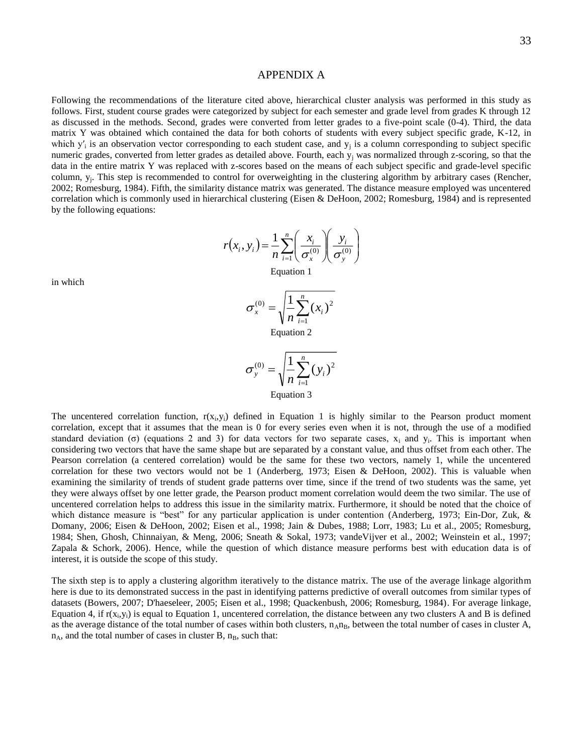# APPENDIX A

Following the recommendations of the literature cited above, hierarchical cluster analysis was performed in this study as follows. First, student course grades were categorized by subject for each semester and grade level from grades K through 12 as discussed in the methods. Second, grades were converted from letter grades to a five-point scale (0-4). Third, the data matrix Y was obtained which contained the data for both cohorts of students with every subject specific grade, K-12, in which $y'_i$ is an observation vector corresponding to each student case, and $y_j$ is a column corresponding to subject specific numeric grades, converted from letter grades as detailed above. Fourth, each $y_j$ was normalized through z-scoring, so that the data in the entire matrix Y was replaced with z-scores based on the means of each subject specific and grade-level specific column, $y_j$. This step is recommended to control for overweighting in the clustering algorithm by arbitrary cases (Rencher, 2002; Romesburg, 1984). Fifth, the similarity distance matrix was generated. The distance measure employed was uncentered correlation which is commonly used in hierarchical clustering (Eisen & DeHoon, 2002; Romesburg, 1984) and is represented by the following equations:

$$r(x_i, y_i) = \frac{1}{n}\sum_{i=1}^{n}\left(\frac{x_i}{\sigma_x^{(0)}}\right)\left(\frac{y_i}{\sigma_y^{(0)}}\right)$$

Equation 1

in which

$$\sigma_x^{(0)} = \sqrt{\frac{1}{n}\sum_{i=1}^{n}(x_i)^2}$$

Equation 2

$$\sigma_y^{(0)} = \sqrt{\frac{1}{n}\sum_{i=1}^{n}(y_i)^2}$$

Equation 3

The uncentered correlation function, $r(x_i,y_i)$ defined in Equation 1 is highly similar to the Pearson product moment correlation, except that it assumes that the mean is 0 for every series even when it is not, through the use of a modified standard deviation ($\sigma$) (equations 2 and 3) for data vectors for two separate cases, $x_i$ and $y_i$. This is important when considering two vectors that have the same shape but are separated by a constant value, and thus offset from each other. The Pearson correlation (a centered correlation) would be the same for these two vectors, namely 1, while the uncentered correlation for these two vectors would not be 1 (Anderberg, 1973; Eisen & DeHoon, 2002). This is valuable when examining the similarity of trends of student grade patterns over time, since if the trend of two students was the same, yet they were always offset by one letter grade, the Pearson product moment correlation would deem the two similar. The use of uncentered correlation helps to address this issue in the similarity matrix. Furthermore, it should be noted that the choice of which distance measure is "best" for any particular application is under contention (Anderberg, 1973; Ein-Dor, Zuk, & Domany, 2006; Eisen & DeHoon, 2002; Eisen et al., 1998; Jain & Dubes, 1988; Lorr, 1983; Lu et al., 2005; Romesburg, 1984; Shen, Ghosh, Chinnaiyan, & Meng, 2006; Sneath & Sokal, 1973; vandeVijver et al., 2002; Weinstein et al., 1997; Zapala & Schork, 2006). Hence, while the question of which distance measure performs best with education data is of interest, it is outside the scope of this study.

The sixth step is to apply a clustering algorithm iteratively to the distance matrix. The use of the average linkage algorithm here is due to its demonstrated success in the past in identifying patterns predictive of overall outcomes from similar types of datasets (Bowers, 2007; D'haeseleer, 2005; Eisen et al., 1998; Quackenbush, 2006; Romesburg, 1984). For average linkage, Equation 4, if $r(x_i,y_i)$ is equal to Equation 1, uncentered correlation, the distance between any two clusters A and B is defined as the average distance of the total number of cases within both clusters, $n_A n_B$, between the total number of cases in cluster A, $n_A$, and the total number of cases in cluster B, $n_B$, such that: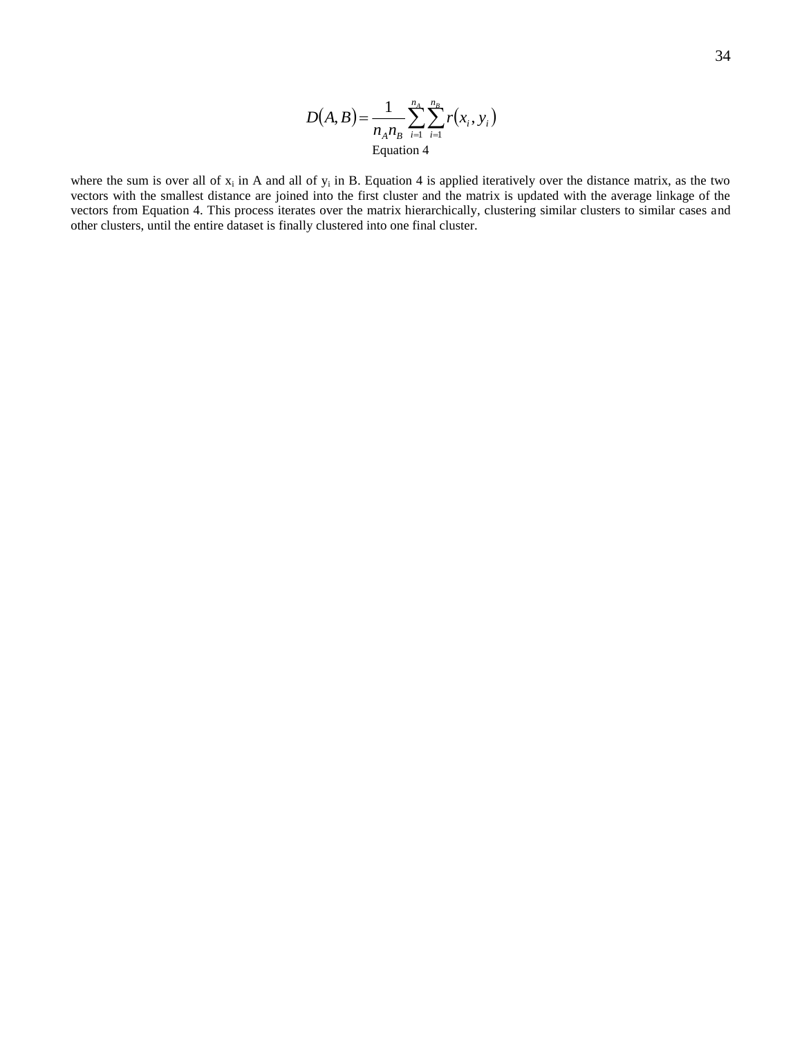$$D(A,B) = \frac{1}{n_A n_B} \sum_{i=1}^{n_A} \sum_{i=1}^{n_B} r(x_i, y_i)$$

Equation 4

where the sum is over all of $x_i$ in A and all of $y_i$ in B. Equation 4 is applied iteratively over the distance matrix, as the two vectors with the smallest distance are joined into the first cluster and the matrix is updated with the average linkage of the vectors from Equation 4. This process iterates over the matrix hierarchically, clustering similar clusters to similar cases and other clusters, until the entire dataset is finally clustered into one final cluster.